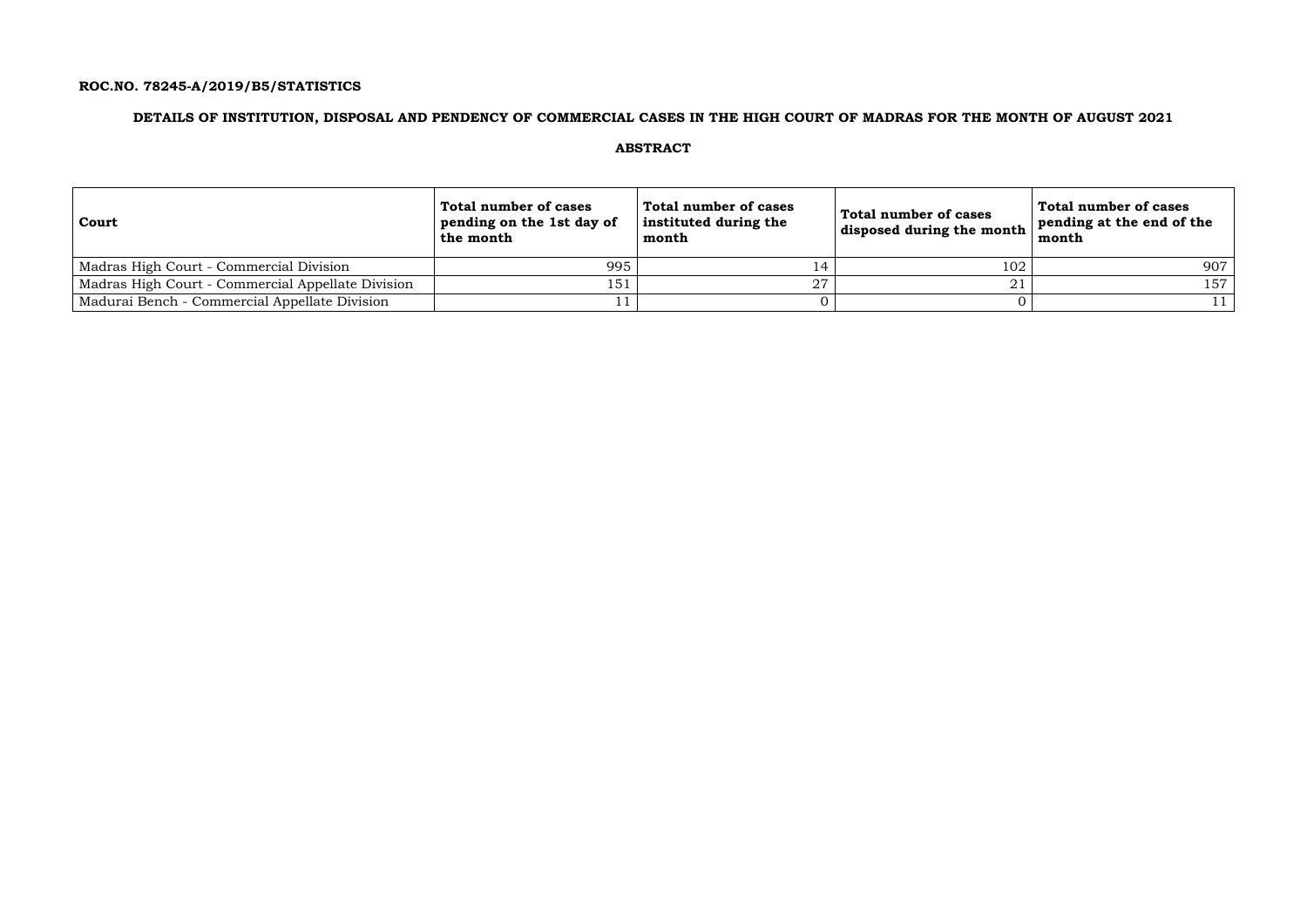**ROC.NO. 78245-A/2019/B5/STATISTICS**

## DETAILS OF INSTITUTION, DISPOSAL AND PENDENCY OF COMMERCIAL CASES IN THE HIGH COURT OF MADRAS FOR THE MONTH OF AUGUST 2021

### ABSTRACT

| Court | Total number of cases pending on the 1st day of the month | Total number of cases instituted during the month | Total number of cases disposed during the month | Total number of cases pending at the end of the month |
|---|---|---|---|---|
| Madras High Court - Commercial Division | 995 | 14 | 102 | 907 |
| Madras High Court - Commercial Appellate Division | 151 | 27 | 21 | 157 |
| Madurai Bench - Commercial Appellate Division | 11 | 0 | 0 | 11 |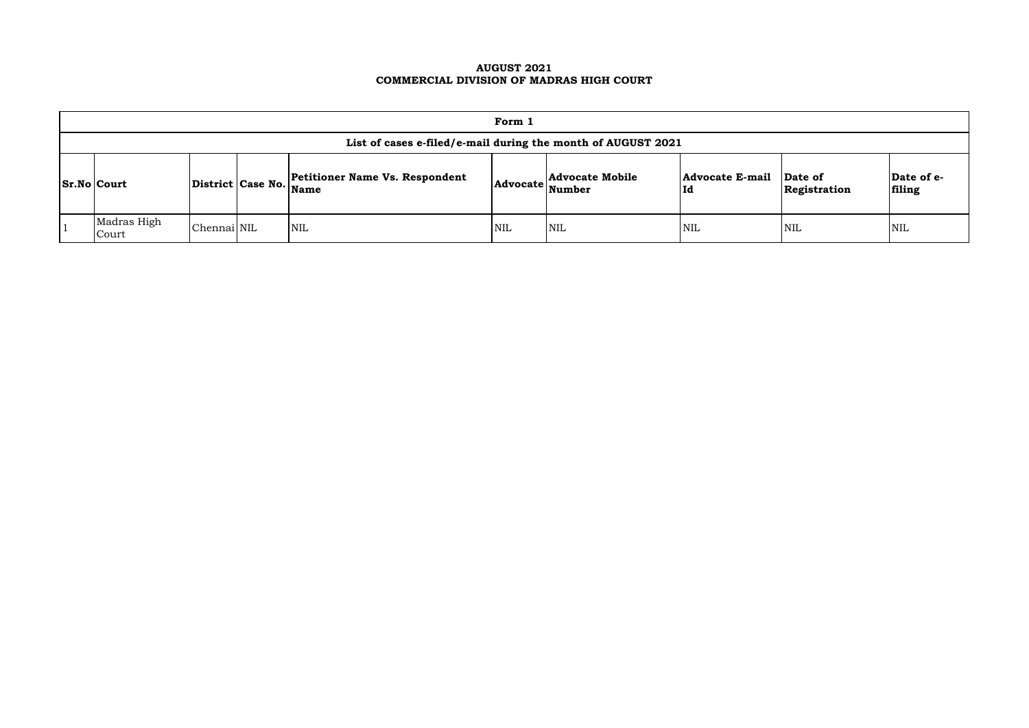**AUGUST 2021**
**COMMERCIAL DIVISION OF MADRAS HIGH COURT**

| **Form 1** | | | | | | | | | |
|---|---|---|---|---|---|---|---|---|---|
| **List of cases e-filed/e-mail during the month of AUGUST 2021** | | | | | | | | | |
| **Sr.No** | **Court** | **District** | **Case No.** | **Petitioner Name Vs. Respondent Name** | **Advocate** | **Advocate Mobile Number** | **Advocate E-mail Id** | **Date of Registration** | **Date of e-filing** |
| 1 | Madras High Court | Chennai | NIL | NIL | NIL | NIL | NIL | NIL | NIL |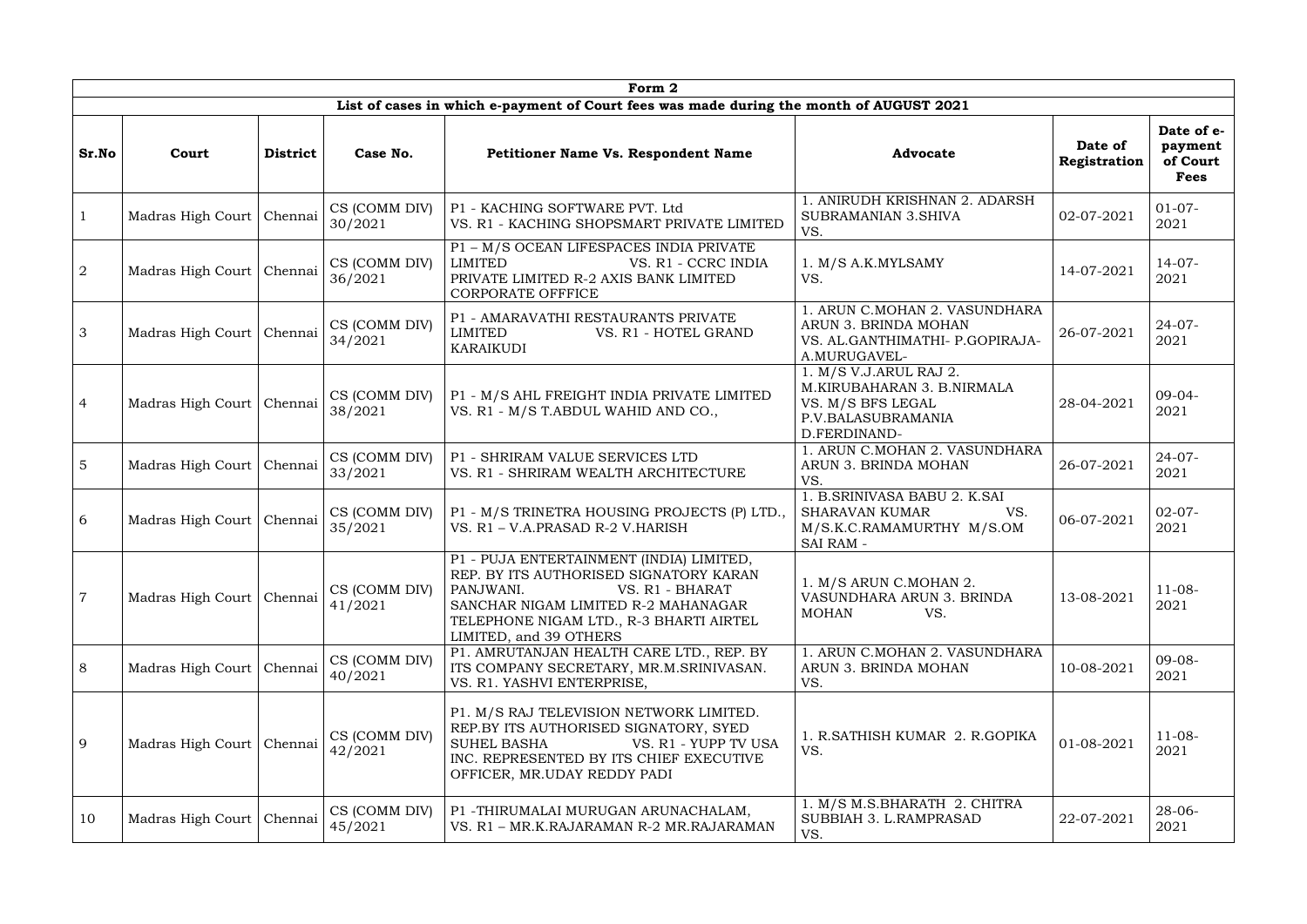| Form 2 | | | | | | | |
|---|---|---|---|---|---|---|---|
| List of cases in which e-payment of Court fees was made during the month of AUGUST 2021 | | | | | | | |
| Sr.No | Court | District | Case No. | Petitioner Name Vs. Respondent Name | Advocate | Date of Registration | Date of e-payment of Court Fees |
| 1 | Madras High Court | Chennai | CS (COMM DIV) 30/2021 | P1 - KACHING SOFTWARE PVT. Ltd VS. R1 - KACHING SHOPSMART PRIVATE LIMITED | 1. ANIRUDH KRISHNAN 2. ADARSH SUBRAMANIAN 3.SHIVA VS. | 02-07-2021 | 01-07-2021 |
| 2 | Madras High Court | Chennai | CS (COMM DIV) 36/2021 | P1 – M/S OCEAN LIFESPACES INDIA PRIVATE LIMITED VS. R1 - CCRC INDIA PRIVATE LIMITED R-2 AXIS BANK LIMITED CORPORATE OFFICE | 1. M/S A.K.MYLSAMY VS. | 14-07-2021 | 14-07-2021 |
| 3 | Madras High Court | Chennai | CS (COMM DIV) 34/2021 | P1 - AMARAVATHI RESTAURANTS PRIVATE LIMITED VS. R1 - HOTEL GRAND KARAIKUDI | 1. ARUN C.MOHAN 2. VASUNDHARA ARUN 3. BRINDA MOHAN VS. AL.GANTHIMATHI- P.GOPIRAJA-A.MURUGAVEL- | 26-07-2021 | 24-07-2021 |
| 4 | Madras High Court | Chennai | CS (COMM DIV) 38/2021 | P1 - M/S AHL FREIGHT INDIA PRIVATE LIMITED VS. R1 - M/S T.ABDUL WAHID AND CO., | 1. M/S V.J.ARUL RAJ 2. M.KIRUBAHARAN 3. B.NIRMALA VS. M/S BFS LEGAL P.V.BALASUBRAMANIA D.FERDINAND- | 28-04-2021 | 09-04-2021 |
| 5 | Madras High Court | Chennai | CS (COMM DIV) 33/2021 | P1 - SHRIRAM VALUE SERVICES LTD VS. R1 - SHRIRAM WEALTH ARCHITECTURE | 1. ARUN C.MOHAN 2. VASUNDHARA ARUN 3. BRINDA MOHAN VS. | 26-07-2021 | 24-07-2021 |
| 6 | Madras High Court | Chennai | CS (COMM DIV) 35/2021 | P1 - M/S TRINETRA HOUSING PROJECTS (P) LTD., VS. R1 – V.A.PRASAD R-2 V.HARISH | 1. B.SRINIVASA BABU 2. K.SAI SHARAVAN KUMAR VS. M/S.K.C.RAMAMURTHY M/S.OM SAI RAM - | 06-07-2021 | 02-07-2021 |
| 7 | Madras High Court | Chennai | CS (COMM DIV) 41/2021 | P1 - PUJA ENTERTAINMENT (INDIA) LIMITED, REP. BY ITS AUTHORISED SIGNATORY KARAN PANJWANI. VS. R1 - BHARAT SANCHAR NIGAM LIMITED R-2 MAHANAGAR TELEPHONE NIGAM LTD., R-3 BHARTI AIRTEL LIMITED, and 39 OTHERS | 1. M/S ARUN C.MOHAN 2. VASUNDHARA ARUN 3. BRINDA MOHAN VS. | 13-08-2021 | 11-08-2021 |
| 8 | Madras High Court | Chennai | CS (COMM DIV) 40/2021 | P1. AMRUTANJAN HEALTH CARE LTD., REP. BY ITS COMPANY SECRETARY, MR.M.SRINIVASAN. VS. R1. YASHVI ENTERPRISE, | 1. ARUN C.MOHAN 2. VASUNDHARA ARUN 3. BRINDA MOHAN VS. | 10-08-2021 | 09-08-2021 |
| 9 | Madras High Court | Chennai | CS (COMM DIV) 42/2021 | P1. M/S RAJ TELEVISION NETWORK LIMITED. REP.BY ITS AUTHORISED SIGNATORY, SYED SUHEL BASHA VS. R1 - YUPP TV USA INC. REPRESENTED BY ITS CHIEF EXECUTIVE OFFICER, MR.UDAY REDDY PADI | 1. R.SATHISH KUMAR 2. R.GOPIKA VS. | 01-08-2021 | 11-08-2021 |
| 10 | Madras High Court | Chennai | CS (COMM DIV) 45/2021 | P1 -THIRUMALAI MURUGAN ARUNACHALAM, VS. R1 – MR.K.RAJARAMAN R-2 MR.RAJARAMAN | 1. M/S M.S.BHARATH 2. CHITRA SUBBIAH 3. L.RAMPRASAD VS. | 22-07-2021 | 28-06-2021 |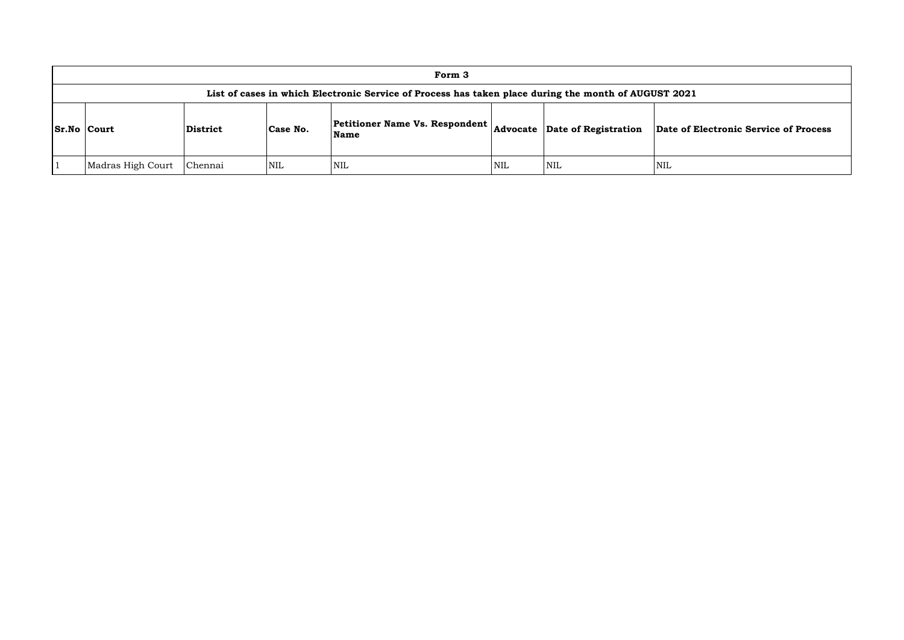# Form 3

## List of cases in which Electronic Service of Process has taken place during the month of AUGUST 2021

| Sr.No | Court | District | Case No. | Petitioner Name Vs. Respondent Name | Advocate | Date of Registration | Date of Electronic Service of Process |
|---|---|---|---|---|---|---|---|
| 1 | Madras High Court | Chennai | NIL | NIL | NIL | NIL | NIL |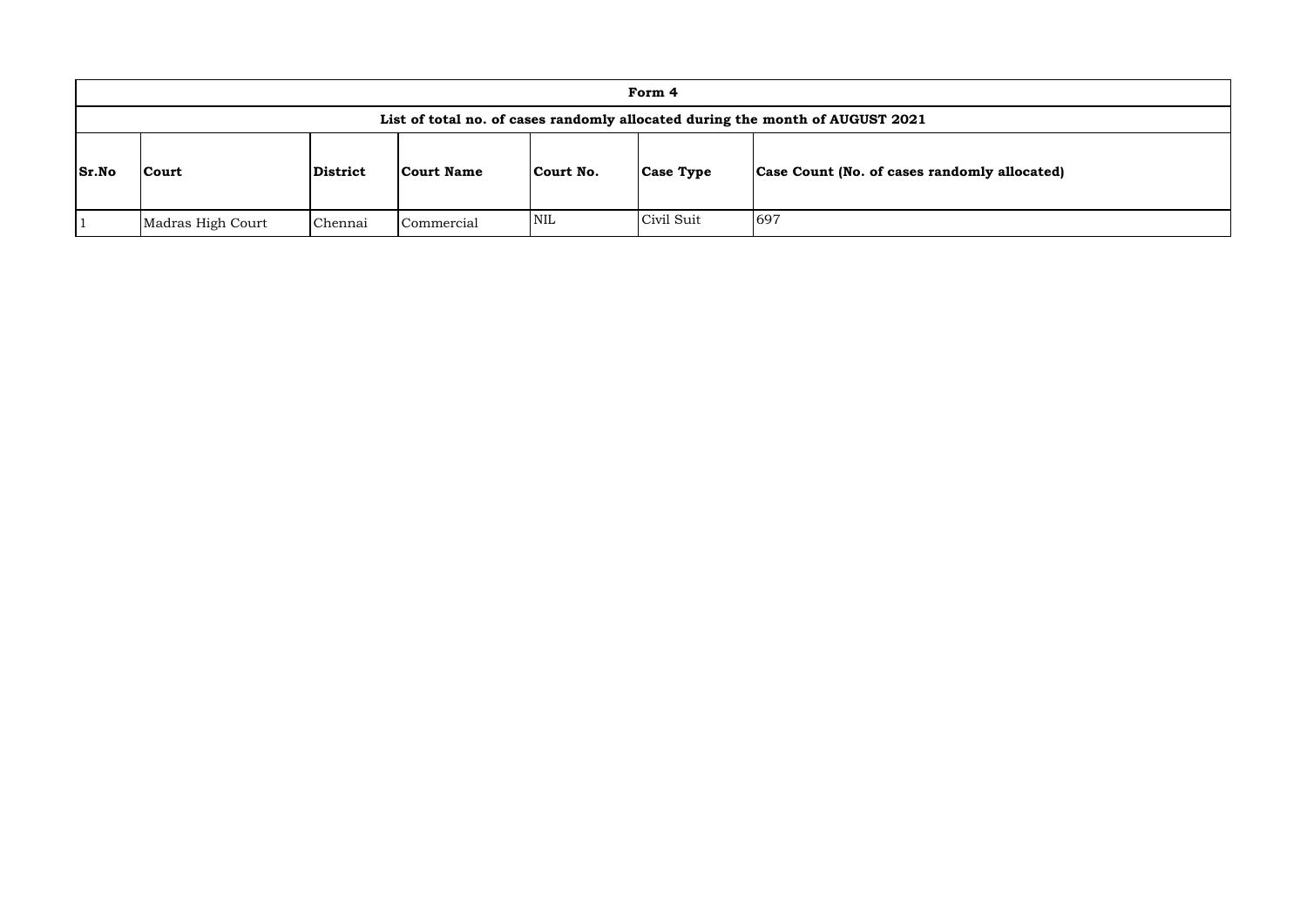| Form 4 | | | | | | |
|---|---|---|---|---|---|---|
| List of total no. of cases randomly allocated during the month of AUGUST 2021 | | | | | | |
| **Sr.No** | **Court** | **District** | **Court Name** | **Court No.** | **Case Type** | **Case Count (No. of cases randomly allocated)** |
| 1 | Madras High Court | Chennai | Commercial | NIL | Civil Suit | 697 |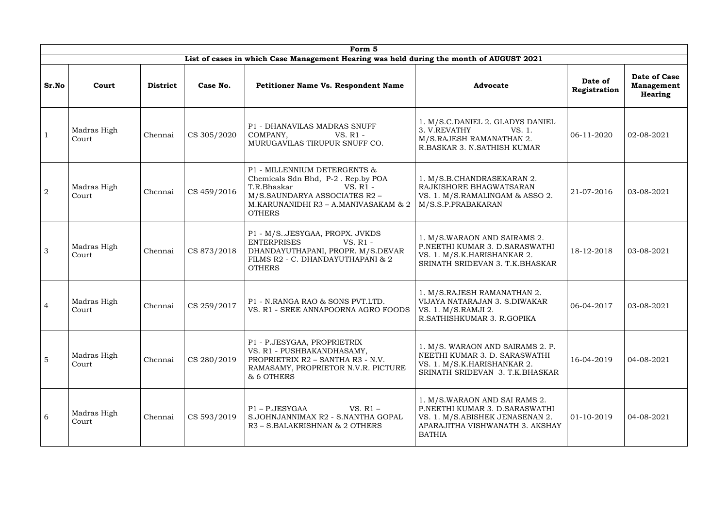| Form 5 | | | | | | | |
|---|---|---|---|---|---|---|---|
| **List of cases in which Case Management Hearing was held during the month of AUGUST 2021** | | | | | | | |
| **Sr.No** | **Court** | **District** | **Case No.** | **Petitioner Name Vs. Respondent Name** | **Advocate** | **Date of Registration** | **Date of Case Management Hearing** |
| 1 | Madras High Court | Chennai | CS 305/2020 | P1 - DHANAVILAS MADRAS SNUFF COMPANY, VS. R1 - MURUGAVILAS TIRUPUR SNUFF CO. | 1. M/S.C.DANIEL 2. GLADYS DANIEL 3. V.REVATHY VS. 1. M/S.RAJESH RAMANATHAN 2. R.BASKAR 3. N.SATHISH KUMAR | 06-11-2020 | 02-08-2021 |
| 2 | Madras High Court | Chennai | CS 459/2016 | P1 - MILLENNIUM DETERGENTS & Chemicals Sdn Bhd, P-2 . Rep.by POA T.R.Bhaskar VS. R1 - M/S.SAUNDARYA ASSOCIATES R2 – M.KARUNANIDHI R3 – A.MANIVASAKAM & 2 OTHERS | 1. M/S.B.CHANDRASEKARAN 2. RAJKISHORE BHAGWATSARAN VS. 1. M/S.RAMALINGAM & ASSO 2. M/S.S.P.PRABAKARAN | 21-07-2016 | 03-08-2021 |
| 3 | Madras High Court | Chennai | CS 873/2018 | P1 - M/S..JESYGAA, PROPX. JVKDS ENTERPRISES VS. R1 - DHANDAYUTHAPANI, PROPR. M/S.DEVAR FILMS R2 - C. DHANDAYUTHAPANI & 2 OTHERS | 1. M/S.WARAON AND SAIRAMS 2. P.NEETHI KUMAR 3. D.SARASWATHI VS. 1. M/S.K.HARISHANKAR 2. SRINATH SRIDEVAN 3. T.K.BHASKAR | 18-12-2018 | 03-08-2021 |
| 4 | Madras High Court | Chennai | CS 259/2017 | P1 - N.RANGA RAO & SONS PVT.LTD. VS. R1 - SREE ANNAPOORNA AGRO FOODS | 1. M/S.RAJESH RAMANATHAN 2. VIJAYA NATARAJAN 3. S.DIWAKAR VS. 1. M/S.RAMJI 2. R.SATHISHKUMAR 3. R.GOPIKA | 06-04-2017 | 03-08-2021 |
| 5 | Madras High Court | Chennai | CS 280/2019 | P1 - P.JESYGAA, PROPRIETRIX VS. R1 - PUSHBAKANDHASAMY, PROPRIETRIX R2 – SANTHA R3 - N.V. RAMASAMY, PROPRIETOR N.V.R. PICTURE & 6 OTHERS | 1. M/S. WARAON AND SAIRAMS 2. P. NEETHI KUMAR 3. D. SARASWATHI VS. 1. M/S.K.HARISHANKAR 2. SRINATH SRIDEVAN 3. T.K.BHASKAR | 16-04-2019 | 04-08-2021 |
| 6 | Madras High Court | Chennai | CS 593/2019 | P1 – P.JESYGAA VS. R1 – S.JOHNJANNIMAX R2 - S.NANTHA GOPAL R3 – S.BALAKRISHNAN & 2 OTHERS | 1. M/S.WARAON AND SAI RAMS 2. P.NEETHI KUMAR 3. D.SARASWATHI VS. 1. M/S.ABISHEK JENASENAN 2. APARAJITHA VISHWANATH 3. AKSHAY BATHIA | 01-10-2019 | 04-08-2021 |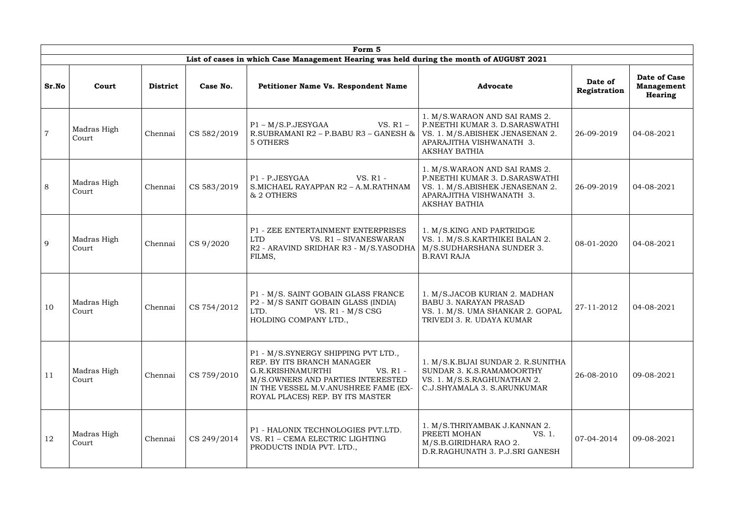| Form 5 | | | | | | | |
|---|---|---|---|---|---|---|---|
| **List of cases in which Case Management Hearing was held during the month of AUGUST 2021** | | | | | | | |
| **Sr.No** | **Court** | **District** | **Case No.** | **Petitioner Name Vs. Respondent Name** | **Advocate** | **Date of Registration** | **Date of Case Management Hearing** |
| 7 | Madras High Court | Chennai | CS 582/2019 | P1 – M/S.P.JESYGAA VS. R1 – R.SUBRAMANI R2 – P.BABU R3 – GANESH & 5 OTHERS | 1. M/S.WARAON AND SAI RAMS 2. P.NEETHI KUMAR 3. D.SARASWATHI VS. 1. M/S.ABISHEK JENASENAN 2. APARAJITHA VISHWANATH 3. AKSHAY BATHIA | 26-09-2019 | 04-08-2021 |
| 8 | Madras High Court | Chennai | CS 583/2019 | P1 - P.JESYGAA VS. R1 - S.MICHAEL RAYAPPAN R2 – A.M.RATHNAM & 2 OTHERS | 1. M/S.WARAON AND SAI RAMS 2. P.NEETHI KUMAR 3. D.SARASWATHI VS. 1. M/S.ABISHEK JENASENAN 2. APARAJITHA VISHWANATH 3. AKSHAY BATHIA | 26-09-2019 | 04-08-2021 |
| 9 | Madras High Court | Chennai | CS 9/2020 | P1 - ZEE ENTERTAINMENT ENTERPRISES LTD VS. R1 – SIVANESWARAN R2 - ARAVIND SRIDHAR R3 - M/S.YASODHA FILMS, | 1. M/S.KING AND PARTRIDGE VS. 1. M/S.S.KARTHIKEI BALAN 2. M/S.SUDHARSHANA SUNDER 3. B.RAVI RAJA | 08-01-2020 | 04-08-2021 |
| 10 | Madras High Court | Chennai | CS 754/2012 | P1 - M/S. SAINT GOBAIN GLASS FRANCE P2 - M/S SANIT GOBAIN GLASS (INDIA) LTD. VS. R1 - M/S CSG HOLDING COMPANY LTD., | 1. M/S.JACOB KURIAN 2. MADHAN BABU 3. NARAYAN PRASAD VS. 1. M/S. UMA SHANKAR 2. GOPAL TRIVEDI 3. R. UDAYA KUMAR | 27-11-2012 | 04-08-2021 |
| 11 | Madras High Court | Chennai | CS 759/2010 | P1 - M/S.SYNERGY SHIPPING PVT LTD., REP. BY ITS BRANCH MANAGER G.R.KRISHNAMURTHI VS. R1 - M/S.OWNERS AND PARTIES INTERESTED IN THE VESSEL M.V.ANUSHREE FAME (EX-ROYAL PLACES) REP. BY ITS MASTER | 1. M/S.K.BIJAI SUNDAR 2. R.SUNITHA SUNDAR 3. K.S.RAMAMOORTHY VS. 1. M/S.S.RAGHUNATHAN 2. C.J.SHYAMALA 3. S.ARUNKUMAR | 26-08-2010 | 09-08-2021 |
| 12 | Madras High Court | Chennai | CS 249/2014 | P1 - HALONIX TECHNOLOGIES PVT.LTD. VS. R1 – CEMA ELECTRIC LIGHTING PRODUCTS INDIA PVT. LTD., | 1. M/S.THRIYAMBAK J.KANNAN 2. PREETI MOHAN VS. 1. M/S.B.GIRIDHARA RAO 2. D.R.RAGHUNATH 3. P.J.SRI GANESH | 07-04-2014 | 09-08-2021 |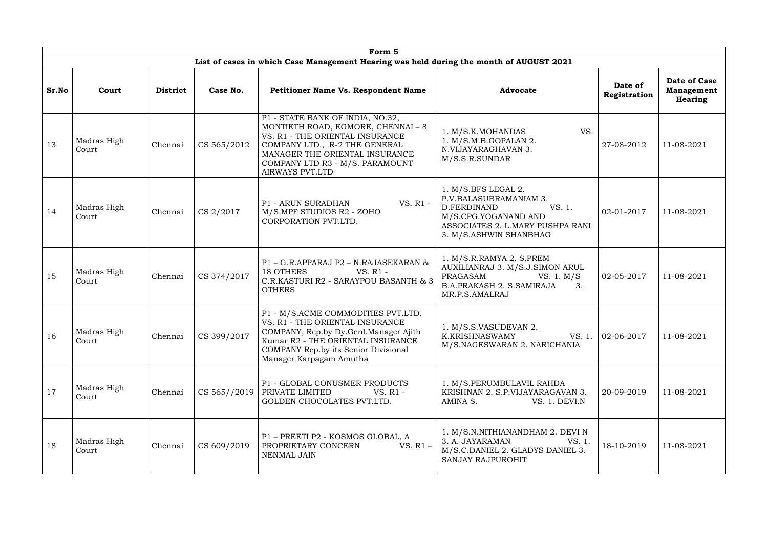| Form 5 | | | | | | | |
|---|---|---|---|---|---|---|---|
| List of cases in which Case Management Hearing was held during the month of AUGUST 2021 | | | | | | | |
| **Sr.No** | **Court** | **District** | **Case No.** | **Petitioner Name Vs. Respondent Name** | **Advocate** | **Date of Registration** | **Date of Case Management Hearing** |
| 13 | Madras High Court | Chennai | CS 565/2012 | P1 - STATE BANK OF INDIA, NO.32, MONTIETH ROAD, EGMORE, CHENNAI – 8 VS. R1 - THE ORIENTAL INSURANCE COMPANY LTD., R-2 THE GENERAL MANAGER THE ORIENTAL INSURANCE COMPANY LTD R3 - M/S. PARAMOUNT AIRWAYS PVT.LTD | 1. M/S.K.MOHANDAS VS. 1. M/S.M.B.GOPALAN 2. N.VIJAYARAGHAVAN 3. M/S.S.R.SUNDAR | 27-08-2012 | 11-08-2021 |
| 14 | Madras High Court | Chennai | CS 2/2017 | P1 - ARUN SURADHAN VS. R1 - M/S.MPF STUDIOS R2 - ZOHO CORPORATION PVT.LTD. | 1. M/S.BFS LEGAL 2. P.V.BALASUBRAMANIAM 3. D.FERDINAND VS. 1. M/S.CPG.YOGANAND AND ASSOCIATES 2. L.MARY PUSHPA RANI 3. M/S.ASHWIN SHANBHAG | 02-01-2017 | 11-08-2021 |
| 15 | Madras High Court | Chennai | CS 374/2017 | P1 – G.R.APPARAJ P2 – N.RAJASEKARAN & 18 OTHERS VS. R1 - C.R.KASTURI R2 - SARAYPOU BASANTH & 3 OTHERS | 1. M/S.R.RAMYA 2. S.PREM AUXILIANRAJ 3. M/S.J.SIMON ARUL PRAGASAM VS. 1. M/S B.A.PRAKASH 2. S.SAMIRAJA 3. MR.P.S.AMALRAJ | 02-05-2017 | 11-08-2021 |
| 16 | Madras High Court | Chennai | CS 399/2017 | P1 - M/S.ACME COMMODITIES PVT.LTD. VS. R1 - THE ORIENTAL INSURANCE COMPANY, Rep.by Dy.Genl.Manager Ajith Kumar R2 - THE ORIENTAL INSURANCE COMPANY Rep.by its Senior Divisional Manager Karpagam Amutha | 1. M/S.S.VASUDEVAN 2. K.KRISHNASWAMY VS. 1. M/S.NAGESWARAN 2. NARICHANIA | 02-06-2017 | 11-08-2021 |
| 17 | Madras High Court | Chennai | CS 565//2019 | P1 - GLOBAL CONUSMER PRODUCTS PRIVATE LIMITED VS. R1 - GOLDEN CHOCOLATES PVT.LTD. | 1. M/S.PERUMBULAVIL RAHDA KRISHNAN 2. S.P.VIJAYARAGAVAN 3. AMINA S. VS. 1. DEVI.N | 20-09-2019 | 11-08-2021 |
| 18 | Madras High Court | Chennai | CS 609/2019 | P1 – PREETI P2 - KOSMOS GLOBAL, A PROPRIETARY CONCERN VS. R1 – NENMAL JAIN | 1. M/S.N.NITHIANANDHAM 2. DEVI N 3. A. JAYARAMAN VS. 1. M/S.C.DANIEL 2. GLADYS DANIEL 3. SANJAY RAJPUROHIT | 18-10-2019 | 11-08-2021 |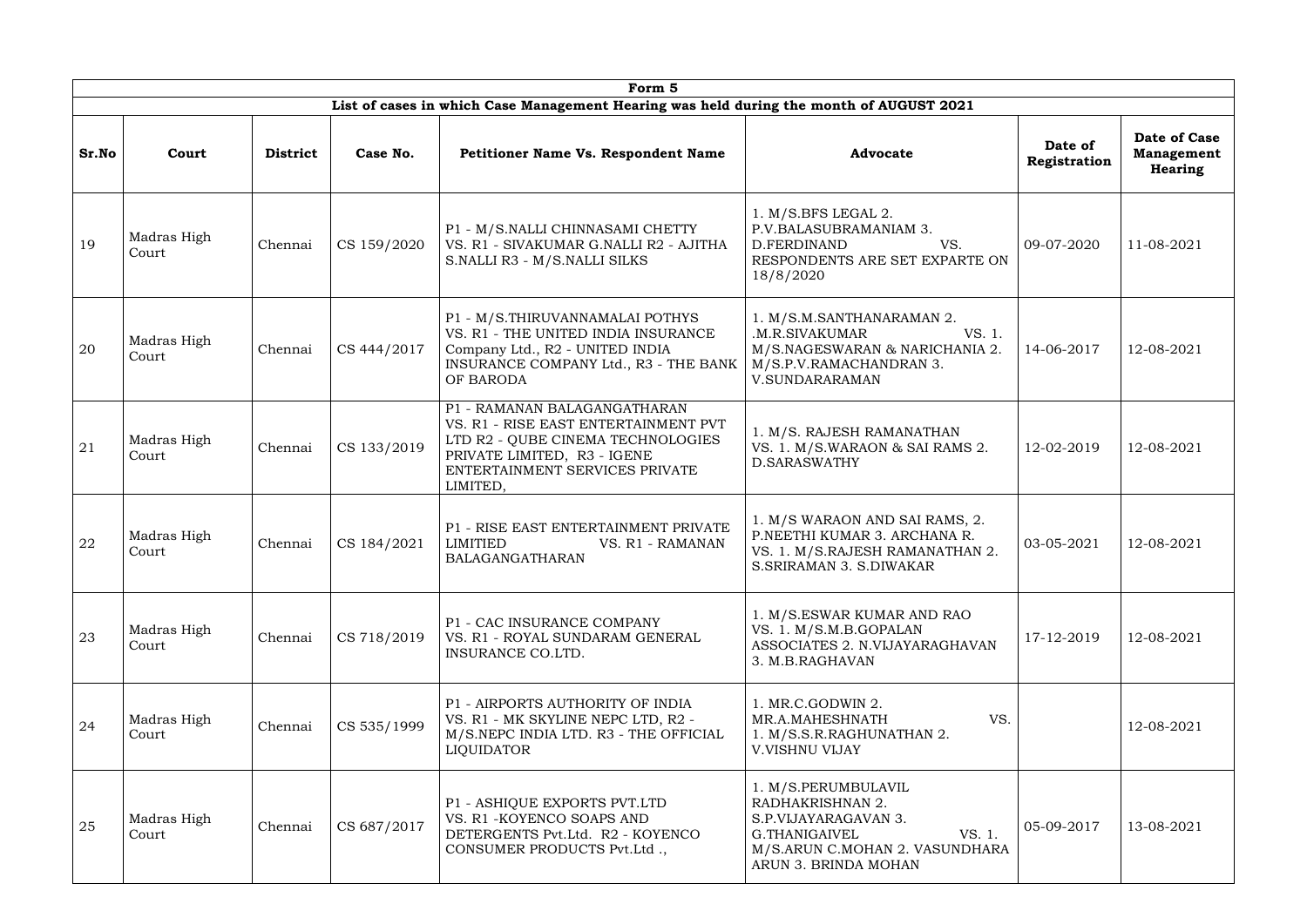| Form 5 | | | | | | | |
|---|---|---|---|---|---|---|---|
| List of cases in which Case Management Hearing was held during the month of AUGUST 2021 | | | | | | | |
| **Sr.No** | **Court** | **District** | **Case No.** | **Petitioner Name Vs. Respondent Name** | **Advocate** | **Date of Registration** | **Date of Case Management Hearing** |
| 19 | Madras High Court | Chennai | CS 159/2020 | P1 - M/S.NALLI CHINNASAMI CHETTY VS. R1 - SIVAKUMAR G.NALLI R2 - AJITHA S.NALLI R3 - M/S.NALLI SILKS | 1. M/S.BFS LEGAL 2. P.V.BALASUBRAMANIAM 3. D.FERDINAND VS. RESPONDENTS ARE SET EXPARTE ON 18/8/2020 | 09-07-2020 | 11-08-2021 |
| 20 | Madras High Court | Chennai | CS 444/2017 | P1 - M/S.THIRUVANNAMALAI POTHYS VS. R1 - THE UNITED INDIA INSURANCE Company Ltd., R2 - UNITED INDIA INSURANCE COMPANY Ltd., R3 - THE BANK OF BARODA | 1. M/S.M.SANTHANARAMAN 2. .M.R.SIVAKUMAR VS. 1. M/S.NAGESWARAN & NARICHANIA 2. M/S.P.V.RAMACHANDRAN 3. V.SUNDARARAMAN | 14-06-2017 | 12-08-2021 |
| 21 | Madras High Court | Chennai | CS 133/2019 | P1 - RAMANAN BALAGANGATHARAN VS. R1 - RISE EAST ENTERTAINMENT PVT LTD R2 - QUBE CINEMA TECHNOLOGIES PRIVATE LIMITED, R3 - IGENE ENTERTAINMENT SERVICES PRIVATE LIMITED, | 1. M/S. RAJESH RAMANATHAN VS. 1. M/S.WARAON & SAI RAMS 2. D.SARASWATHY | 12-02-2019 | 12-08-2021 |
| 22 | Madras High Court | Chennai | CS 184/2021 | P1 - RISE EAST ENTERTAINMENT PRIVATE LIMITED VS. R1 - RAMANAN BALAGANGATHARAN | 1. M/S WARAON AND SAI RAMS, 2. P.NEETHI KUMAR 3. ARCHANA R. VS. 1. M/S.RAJESH RAMANATHAN 2. S.SRIRAMAN 3. S.DIWAKAR | 03-05-2021 | 12-08-2021 |
| 23 | Madras High Court | Chennai | CS 718/2019 | P1 - CAC INSURANCE COMPANY VS. R1 - ROYAL SUNDARAM GENERAL INSURANCE CO.LTD. | 1. M/S.ESWAR KUMAR AND RAO VS. 1. M/S.M.B.GOPALAN ASSOCIATES 2. N.VIJAYARAGHAVAN 3. M.B.RAGHAVAN | 17-12-2019 | 12-08-2021 |
| 24 | Madras High Court | Chennai | CS 535/1999 | P1 - AIRPORTS AUTHORITY OF INDIA VS. R1 - MK SKYLINE NEPC LTD, R2 - M/S.NEPC INDIA LTD. R3 - THE OFFICIAL LIQUIDATOR | 1. MR.C.GODWIN 2. MR.A.MAHESHNATH VS. 1. M/S.S.R.RAGHUNATHAN 2. V.VISHNU VIJAY | | 12-08-2021 |
| 25 | Madras High Court | Chennai | CS 687/2017 | P1 - ASHIQUE EXPORTS PVT.LTD VS. R1 -KOYENCO SOAPS AND DETERGENTS Pvt.Ltd. R2 - KOYENCO CONSUMER PRODUCTS Pvt.Ltd ., | 1. M/S.PERUMBULAVIL RADHAKRISHNAN 2. S.P.VIJAYARAGAVAN 3. G.THANIGAIVEL VS. 1. M/S.ARUN C.MOHAN 2. VASUNDHARA ARUN 3. BRINDA MOHAN | 05-09-2017 | 13-08-2021 |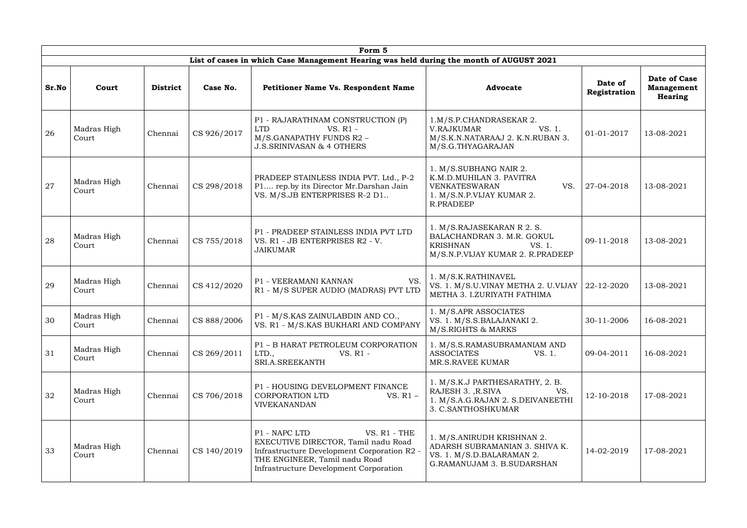| Form 5 | | | | | | | |
|---|---|---|---|---|---|---|---|
| List of cases in which Case Management Hearing was held during the month of AUGUST 2021 | | | | | | | |
| **Sr.No** | **Court** | **District** | **Case No.** | **Petitioner Name Vs. Respondent Name** | **Advocate** | **Date of Registration** | **Date of Case Management Hearing** |
| 26 | Madras High Court | Chennai | CS 926/2017 | P1 - RAJARATHNAM CONSTRUCTION (P) LTD VS. R1 - M/S.GANAPATHY FUNDS R2 – J.S.SRINIVASAN & 4 OTHERS | 1.M/S.P.CHANDRASEKAR 2. V.RAJKUMAR VS. 1. M/S.K.N.NATARAAJ 2. K.N.RUBAN 3. M/S.G.THYAGARAJAN | 01-01-2017 | 13-08-2021 |
| 27 | Madras High Court | Chennai | CS 298/2018 | PRADEEP STAINLESS INDIA PVT. Ltd., P-2 P1.... rep.by its Director Mr.Darshan Jain VS. M/S.JB ENTERPRISES R-2 D1.. | 1. M/S.SUBHANG NAIR 2. K.M.D.MUHILAN 3. PAVITRA VENKATESWARAN VS. 1. M/S.N.P.VIJAY KUMAR 2. R.PRADEEP | 27-04-2018 | 13-08-2021 |
| 28 | Madras High Court | Chennai | CS 755/2018 | P1 - PRADEEP STAINLESS INDIA PVT LTD VS. R1 - JB ENTERPRISES R2 - V. JAIKUMAR | 1. M/S.RAJASEKARAN R 2. S. BALACHANDRAN 3. M.R. GOKUL KRISHNAN VS. 1. M/S.N.P.VIJAY KUMAR 2. R.PRADEEP | 09-11-2018 | 13-08-2021 |
| 29 | Madras High Court | Chennai | CS 412/2020 | P1 - VEERAMANI KANNAN VS. R1 - M/S SUPER AUDIO (MADRAS) PVT LTD | 1. M/S.K.RATHINAVEL VS. 1. M/S.U.VINAY METHA 2. U.VIJAY METHA 3. I.ZURIYATH FATHIMA | 22-12-2020 | 13-08-2021 |
| 30 | Madras High Court | Chennai | CS 888/2006 | P1 - M/S.KAS ZAINULABDIN AND CO., VS. R1 - M/S.KAS BUKHARI AND COMPANY | 1. M/S.APR ASSOCIATES VS. 1. M/S.S.BALAJANAKI 2. M/S.RIGHTS & MARKS | 30-11-2006 | 16-08-2021 |
| 31 | Madras High Court | Chennai | CS 269/2011 | P1 – B HARAT PETROLEUM CORPORATION LTD., VS. R1 - SRI.A.SREEKANTH | 1. M/S.S.RAMASUBRAMANIAM AND ASSOCIATES VS. 1. MR.S.RAVEE KUMAR | 09-04-2011 | 16-08-2021 |
| 32 | Madras High Court | Chennai | CS 706/2018 | P1 - HOUSING DEVELOPMENT FINANCE CORPORATION LTD VS. R1 – VIVEKANANDAN | 1. M/S.K.J PARTHESARATHY, 2. B. RAJESH 3. ,R.SIVA VS. 1. M/S.A.G.RAJAN 2. S.DEIVANEETHI 3. C.SANTHOSHKUMAR | 12-10-2018 | 17-08-2021 |
| 33 | Madras High Court | Chennai | CS 140/2019 | P1 - NAPC LTD VS. R1 - THE EXECUTIVE DIRECTOR, Tamil nadu Road Infrastructure Development Corporation R2 - THE ENGINEER, Tamil nadu Road Infrastructure Development Corporation | 1. M/S.ANIRUDH KRISHNAN 2. ADARSH SUBRAMANIAN 3. SHIVA K. VS. 1. M/S.D.BALARAMAN 2. G.RAMANUJAM 3. B.SUDARSHAN | 14-02-2019 | 17-08-2021 |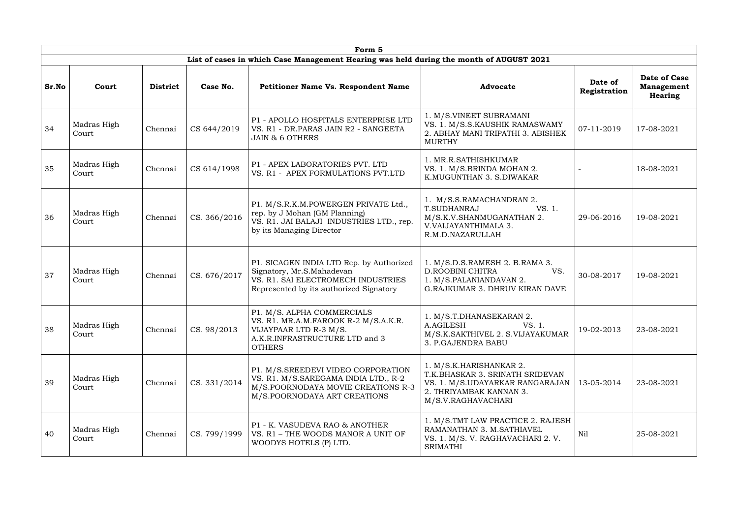| Form 5 | | | | | | | |
|---|---|---|---|---|---|---|---|
| **List of cases in which Case Management Hearing was held during the month of AUGUST 2021** | | | | | | | |
| **Sr.No** | **Court** | **District** | **Case No.** | **Petitioner Name Vs. Respondent Name** | **Advocate** | **Date of Registration** | **Date of Case Management Hearing** |
| 34 | Madras High Court | Chennai | CS 644/2019 | P1 - APOLLO HOSPITALS ENTERPRISE LTD VS. R1 - DR.PARAS JAIN R2 - SANGEETA JAIN & 6 OTHERS | 1. M/S.VINEET SUBRAMANI VS. 1. M/S.S.KAUSHIK RAMASWAMY 2. ABHAY MANI TRIPATHI 3. ABISHEK MURTHY | 07-11-2019 | 17-08-2021 |
| 35 | Madras High Court | Chennai | CS 614/1998 | P1 - APEX LABORATORIES PVT. LTD VS. R1 - APEX FORMULATIONS PVT.LTD | 1. MR.R.SATHISHKUMAR VS. 1. M/S.BRINDA MOHAN 2. K.MUGUNTHAN 3. S.DIWAKAR | - | 18-08-2021 |
| 36 | Madras High Court | Chennai | CS. 366/2016 | P1. M/S.R.K.M.POWERGEN PRIVATE Ltd., rep. by J Mohan (GM Planning) VS. R1. JAI BALAJI INDUSTRIES LTD., rep. by its Managing Director | 1. M/S.S.RAMACHANDRAN 2. T.SUDHANRAJ VS. 1. M/S.K.V.SHANMUGANATHAN 2. V.VAIJAYANTHIMALA 3. R.M.D.NAZARULLAH | 29-06-2016 | 19-08-2021 |
| 37 | Madras High Court | Chennai | CS. 676/2017 | P1. SICAGEN INDIA LTD Rep. by Authorized Signatory, Mr.S.Mahadevan VS. R1. SAI ELECTROMECH INDUSTRIES Represented by its authorized Signatory | 1. M/S.D.S.RAMESH 2. B.RAMA 3. D.ROOBINI CHITRA VS. 1. M/S.PALANIANDAVAN 2. G.RAJKUMAR 3. DHRUV KIRAN DAVE | 30-08-2017 | 19-08-2021 |
| 38 | Madras High Court | Chennai | CS. 98/2013 | P1. M/S. ALPHA COMMERCIALS VS. R1. MR.A.M.FAROOK R-2 M/S.A.K.R. VIJAYPAAR LTD R-3 M/S. A.K.R.INFRASTRUCTURE LTD and 3 OTHERS | 1. M/S.T.DHANASEKARAN 2. A.AGILESH VS. 1. M/S.K.SAKTHIVEL 2. S.VIJAYAKUMAR 3. P.GAJENDRA BABU | 19-02-2013 | 23-08-2021 |
| 39 | Madras High Court | Chennai | CS. 331/2014 | P1. M/S.SREEDEVI VIDEO CORPORATION VS. R1. M/S.SAREGAMA INDIA LTD., R-2 M/S.POORNODAYA MOVIE CREATIONS R-3 M/S.POORNODAYA ART CREATIONS | 1. M/S.K.HARISHANKAR 2. T.K.BHASKAR 3. SRINATH SRIDEVAN VS. 1. M/S.UDAYARKAR RANGARAJAN 2. THRIYAMBAK KANNAN 3. M/S.V.RAGHAVACHARI | 13-05-2014 | 23-08-2021 |
| 40 | Madras High Court | Chennai | CS. 799/1999 | P1 - K. VASUDEVA RAO & ANOTHER VS. R1 – THE WOODS MANOR A UNIT OF WOODYS HOTELS (P) LTD. | 1. M/S.TMT LAW PRACTICE 2. RAJESH RAMANATHAN 3. M.SATHIAVEL VS. 1. M/S. V. RAGHAVACHARI 2. V. SRIMATHI | Nil | 25-08-2021 |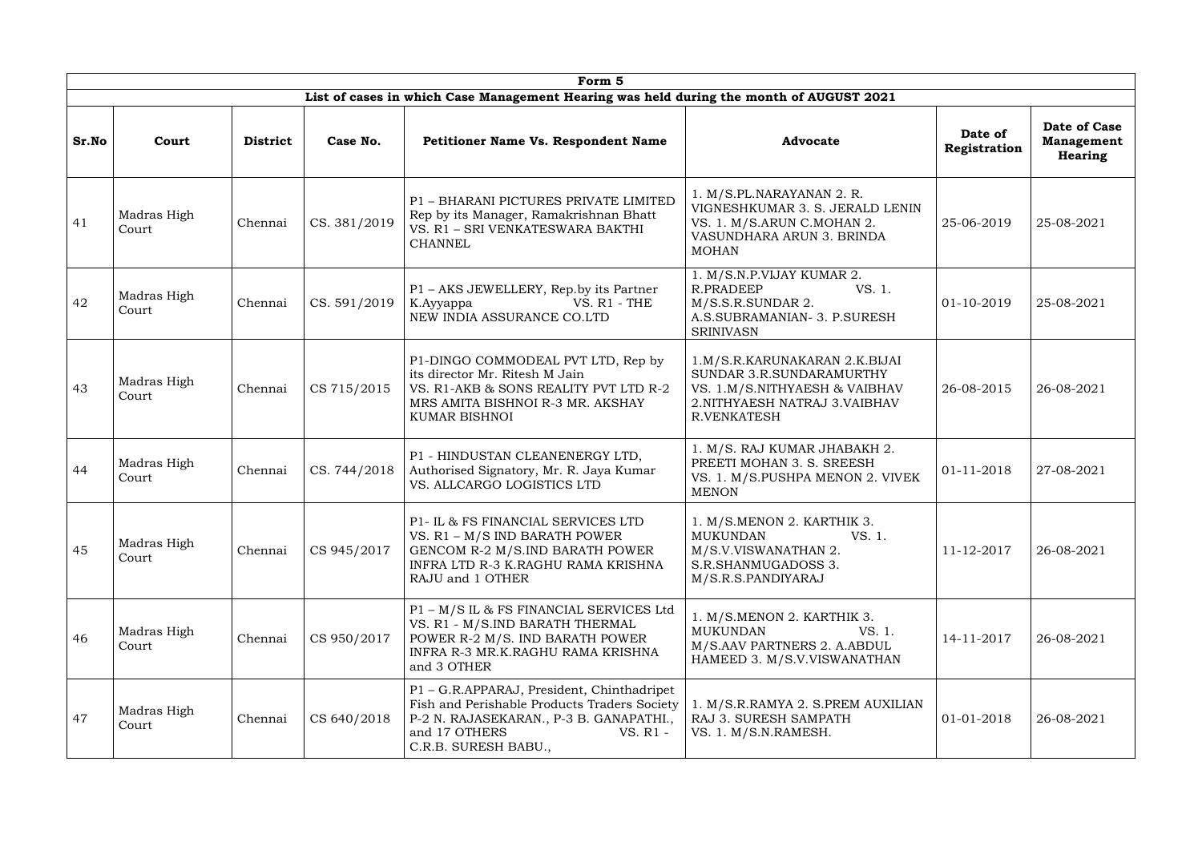| Form 5 | | | | | | | |
|---|---|---|---|---|---|---|---|
| List of cases in which Case Management Hearing was held during the month of AUGUST 2021 | | | | | | | |
| **Sr.No** | **Court** | **District** | **Case No.** | **Petitioner Name Vs. Respondent Name** | **Advocate** | **Date of Registration** | **Date of Case Management Hearing** |
| 41 | Madras High Court | Chennai | CS. 381/2019 | P1 – BHARANI PICTURES PRIVATE LIMITED Rep by its Manager, Ramakrishnan Bhatt VS. R1 – SRI VENKATESWARA BAKTHI CHANNEL | 1. M/S.PL.NARAYANAN 2. R. VIGNESHKUMAR 3. S. JERALD LENIN VS. 1. M/S.ARUN C.MOHAN 2. VASUNDHARA ARUN 3. BRINDA MOHAN | 25-06-2019 | 25-08-2021 |
| 42 | Madras High Court | Chennai | CS. 591/2019 | P1 – AKS JEWELLERY, Rep.by its Partner K.Ayyappa VS. R1 - THE NEW INDIA ASSURANCE CO.LTD | 1. M/S.N.P.VIJAY KUMAR 2. R.PRADEEP VS. 1. M/S.S.R.SUNDAR 2. A.S.SUBRAMANIAN- 3. P.SURESH SRINIVASN | 01-10-2019 | 25-08-2021 |
| 43 | Madras High Court | Chennai | CS 715/2015 | P1-DINGO COMMODEAL PVT LTD, Rep by its director Mr. Ritesh M Jain VS. R1-AKB & SONS REALITY PVT LTD R-2 MRS AMITA BISHNOI R-3 MR. AKSHAY KUMAR BISHNOI | 1.M/S.R.KARUNAKARAN 2.K.BIJAI SUNDAR 3.R.SUNDARAMURTHY VS. 1.M/S.NITHYAESH & VAIBHAV 2.NITHYAESH NATRAJ 3.VAIBHAV R.VENKATESH | 26-08-2015 | 26-08-2021 |
| 44 | Madras High Court | Chennai | CS. 744/2018 | P1 - HINDUSTAN CLEANENERGY LTD, Authorised Signatory, Mr. R. Jaya Kumar VS. ALLCARGO LOGISTICS LTD | 1. M/S. RAJ KUMAR JHABAKH 2. PREETI MOHAN 3. S. SREESH VS. 1. M/S.PUSHPA MENON 2. VIVEK MENON | 01-11-2018 | 27-08-2021 |
| 45 | Madras High Court | Chennai | CS 945/2017 | P1- IL & FS FINANCIAL SERVICES LTD VS. R1 – M/S IND BARATH POWER GENCOM R-2 M/S.IND BARATH POWER INFRA LTD R-3 K.RAGHU RAMA KRISHNA RAJU and 1 OTHER | 1. M/S.MENON 2. KARTHIK 3. MUKUNDAN VS. 1. M/S.V.VISWANATHAN 2. S.R.SHANMUGADOSS 3. M/S.R.S.PANDIYARAJ | 11-12-2017 | 26-08-2021 |
| 46 | Madras High Court | Chennai | CS 950/2017 | P1 – M/S IL & FS FINANCIAL SERVICES Ltd VS. R1 - M/S.IND BARATH THERMAL POWER R-2 M/S. IND BARATH POWER INFRA R-3 MR.K.RAGHU RAMA KRISHNA and 3 OTHER | 1. M/S.MENON 2. KARTHIK 3. MUKUNDAN VS. 1. M/S.AAV PARTNERS 2. A.ABDUL HAMEED 3. M/S.V.VISWANATHAN | 14-11-2017 | 26-08-2021 |
| 47 | Madras High Court | Chennai | CS 640/2018 | P1 – G.R.APPARAJ, President, Chinthadripet Fish and Perishable Products Traders Society P-2 N. RAJASEKARAN., P-3 B. GANAPATHI., and 17 OTHERS VS. R1 - C.R.B. SURESH BABU., | 1. M/S.R.RAMYA 2. S.PREM AUXILIAN RAJ 3. SURESH SAMPATH VS. 1. M/S.N.RAMESH. | 01-01-2018 | 26-08-2021 |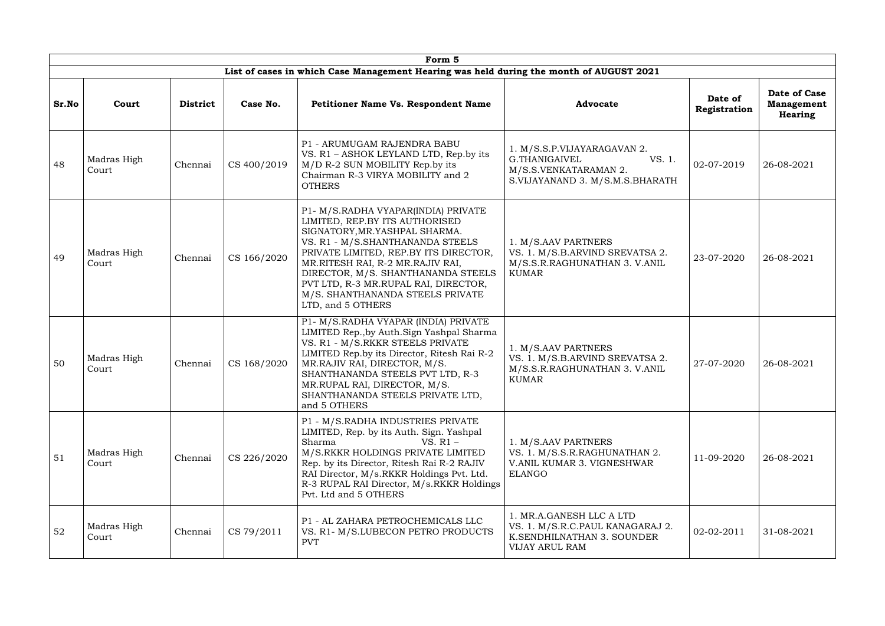| Form 5 | | | | | | | |
|---|---|---|---|---|---|---|---|
| List of cases in which Case Management Hearing was held during the month of AUGUST 2021 | | | | | | | |
| **Sr.No** | **Court** | **District** | **Case No.** | **Petitioner Name Vs. Respondent Name** | **Advocate** | **Date of Registration** | **Date of Case Management Hearing** |
| 48 | Madras High Court | Chennai | CS 400/2019 | P1 - ARUMUGAM RAJENDRA BABU VS. R1 – ASHOK LEYLAND LTD, Rep.by its M/D R-2 SUN MOBILITY Rep.by its Chairman R-3 VIRYA MOBILITY and 2 OTHERS | 1. M/S.S.P.VIJAYARAGAVAN 2. G.THANIGAIVEL VS. 1. M/S.S.VENKATARAMAN 2. S.VIJAYANAND 3. M/S.M.S.BHARATH | 02-07-2019 | 26-08-2021 |
| 49 | Madras High Court | Chennai | CS 166/2020 | P1- M/S.RADHA VYAPAR(INDIA) PRIVATE LIMITED, REP.BY ITS AUTHORISED SIGNATORY,MR.YASHPAL SHARMA. VS. R1 - M/S.SHANTHANANDA STEELS PRIVATE LIMITED, REP.BY ITS DIRECTOR, MR.RITESH RAI, R-2 MR.RAJIV RAI, DIRECTOR, M/S. SHANTHANANDA STEELS PVT LTD, R-3 MR.RUPAL RAI, DIRECTOR, M/S. SHANTHANANDA STEELS PRIVATE LTD, and 5 OTHERS | 1. M/S.AAV PARTNERS VS. 1. M/S.B.ARVIND SREVATSA 2. M/S.S.R.RAGHUNATHAN 3. V.ANIL KUMAR | 23-07-2020 | 26-08-2021 |
| 50 | Madras High Court | Chennai | CS 168/2020 | P1- M/S.RADHA VYAPAR (INDIA) PRIVATE LIMITED Rep.,by Auth.Sign Yashpal Sharma VS. R1 - M/S.RKKR STEELS PRIVATE LIMITED Rep.by its Director, Ritesh Rai R-2 MR.RAJIV RAI, DIRECTOR, M/S. SHANTHANANDA STEELS PVT LTD, R-3 MR.RUPAL RAI, DIRECTOR, M/S. SHANTHANANDA STEELS PRIVATE LTD, and 5 OTHERS | 1. M/S.AAV PARTNERS VS. 1. M/S.B.ARVIND SREVATSA 2. M/S.S.R.RAGHUNATHAN 3. V.ANIL KUMAR | 27-07-2020 | 26-08-2021 |
| 51 | Madras High Court | Chennai | CS 226/2020 | P1 - M/S.RADHA INDUSTRIES PRIVATE LIMITED, Rep. by its Auth. Sign. Yashpal Sharma VS. R1 – M/S.RKKR HOLDINGS PRIVATE LIMITED Rep. by its Director, Ritesh Rai R-2 RAJIV RAI Director, M/s.RKKR Holdings Pvt. Ltd. R-3 RUPAL RAI Director, M/s.RKKR Holdings Pvt. Ltd and 5 OTHERS | 1. M/S.AAV PARTNERS VS. 1. M/S.S.R.RAGHUNATHAN 2. V.ANIL KUMAR 3. VIGNESHWAR ELANGO | 11-09-2020 | 26-08-2021 |
| 52 | Madras High Court | Chennai | CS 79/2011 | P1 - AL ZAHARA PETROCHEMICALS LLC VS. R1- M/S.LUBECON PETRO PRODUCTS PVT | 1. MR.A.GANESH LLC A LTD VS. 1. M/S.R.C.PAUL KANAGARAJ 2. K.SENDHILNATHAN 3. SOUNDER VIJAY ARUL RAM | 02-02-2011 | 31-08-2021 |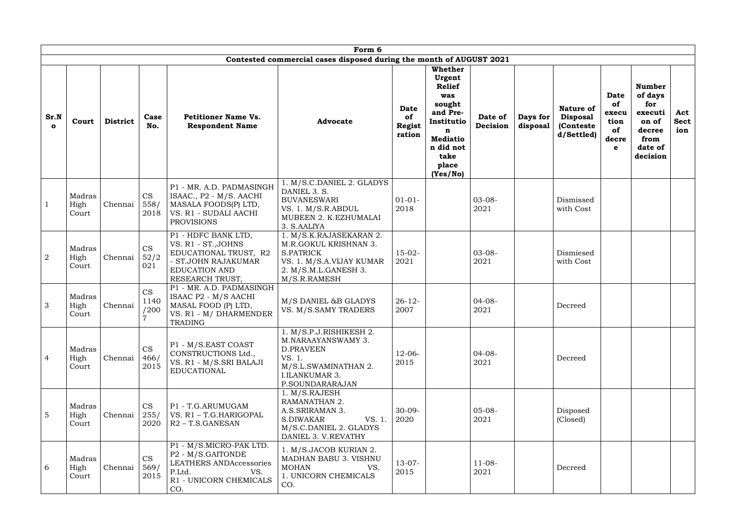| Form 6 | | | | | | | | | | | | | | |
|---|---|---|---|---|---|---|---|---|---|---|---|---|---|---|
| Contested commercial cases disposed during the month of AUGUST 2021 | | | | | | | | | | | | | | |
| **Sr.No** | **Court** | **District** | **Case No.** | **Petitioner Name Vs. Respondent Name** | **Advocate** | **Date of Registration** | **Whether Urgent Relief was sought and Pre-Institution Mediation did not take place (Yes/No)** | **Date of Decision** | **Days for disposal** | **Nature of Disposal (Contested/Settled)** | **Date of execution of decree** | **Number of days for execution of decree from date of decision** | **Act Section** |
| 1 | Madras High Court | Chennai | CS 558/2018 | P1 - MR. A.D. PADMASINGH ISAAC., P2 - M/S. AACHI MASALA FOODS(P) LTD, VS. R1 - SUDALI AACHI PROVISIONS | 1. M/S.C.DANIEL 2. GLADYS DANIEL 3. S. BUVANESWARI VS. 1. M/S.R.ABDUL MUBEEN 2. K.EZHUMALAI 3. S.AALIYA | 01-01-2018 | | 03-08-2021 | | Dismissed with Cost | | | |
| 2 | Madras High Court | Chennai | CS 52/2021 | P1 - HDFC BANK LTD, VS. R1 - ST.,JOHNS EDUCATIONAL TRUST, R2 - ST.JOHN RAJAKUMAR EDUCATION AND RESEARCH TRUST, | 1. M/S.K.RAJASEKARAN 2. M.R.GOKUL KRISHNAN 3. S.PATRICK VS. 1. M/S.A.VIJAY KUMAR 2. M/S.M.L.GANESH 3. M/S.R.RAMESH | 15-02-2021 | | 03-08-2021 | | Dismiesed with Cost | | | |
| 3 | Madras High Court | Chennai | CS 1140/2007 | P1 - MR. A.D. PADMASINGH ISAAC P2 - M/S AACHI MASAL FOOD (P) LTD, VS. R1 - M/ DHARMENDER TRADING | M/S DANIEL &B GLADYS VS. M/S.SAMY TRADERS | 26-12-2007 | | 04-08-2021 | | Decreed | | | |
| 4 | Madras High Court | Chennai | CS 466/2015 | P1 - M/S.EAST COAST CONSTRUCTIONS Ltd., VS. R1 - M/S.SRI BALAJI EDUCATIONAL | 1. M/S.P.J.RISHIKESH 2. M.NARAAYANSWAMY 3. D.PRAVEEN VS. 1. M/S.L.SWAMINATHAN 2. I.ILANKUMAR 3. P.SOUNDARARAJAN | 12-06-2015 | | 04-08-2021 | | Decreed | | | |
| 5 | Madras High Court | Chennai | CS 255/2020 | P1 - T.G.ARUMUGAM VS. R1 – T.G.HARIGOPAL R2 – T.S.GANESAN | 1. M/S.RAJESH RAMANATHAN 2. A.S.SRIRAMAN 3. S.DIWAKAR VS. 1. M/S.C.DANIEL 2. GLADYS DANIEL 3. V.REVATHY | 30-09-2020 | | 05-08-2021 | | Disposed (Closed) | | | |
| 6 | Madras High Court | Chennai | CS 569/2015 | P1 - M/S.MICRO-PAK LTD. P2 - M/S.GAITONDE LEATHERS ANDAccessories P.Ltd. VS. R1 - UNICORN CHEMICALS CO. | 1. M/S.JACOB KURIAN 2. MADHAN BABU 3. VISHNU MOHAN VS. 1. UNICORN CHEMICALS CO. | 13-07-2015 | | 11-08-2021 | | Decreed | | | |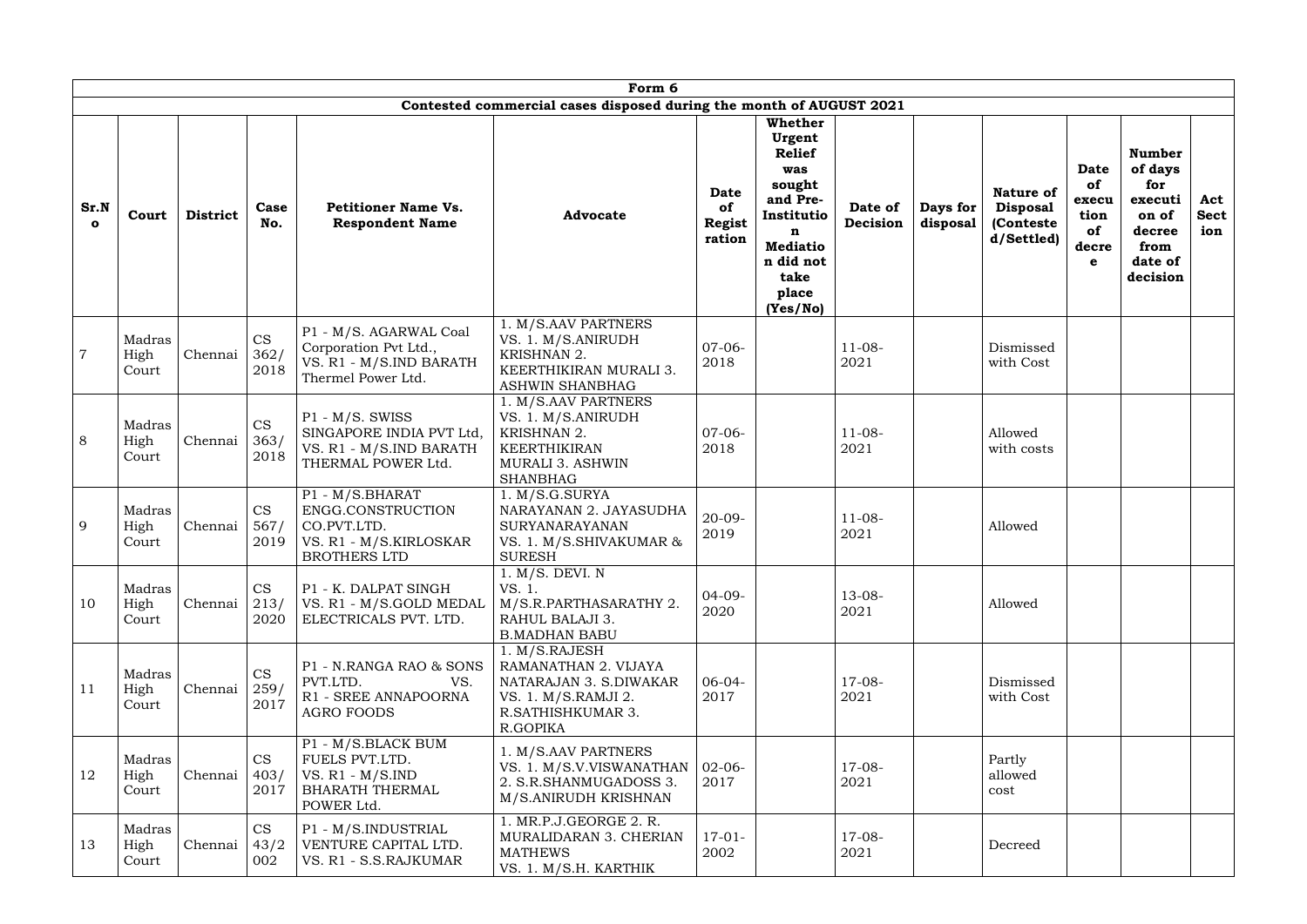| Form 6 | | | | | | | | | | | | | |
|---|---|---|---|---|---|---|---|---|---|---|---|---|---|
| Contested commercial cases disposed during the month of AUGUST 2021 | | | | | | | | | | | | | |
| **Sr.No** | **Court** | **District** | **Case No.** | **Petitioner Name Vs. Respondent Name** | **Advocate** | **Date of Registration** | **Whether Urgent Relief was sought and Pre-Institution Mediation did not take place (Yes/No)** | **Date of Decision** | **Days for disposal** | **Nature of Disposal (Contested/Settled)** | **Date of execution of decree** | **Number of days for execution of decree from date of decision** | **Act Section** |
| 7 | Madras High Court | Chennai | CS 362/2018 | P1 - M/S. AGARWAL Coal Corporation Pvt Ltd., VS. R1 - M/S.IND BARATH Thermel Power Ltd. | 1. M/S.AAV PARTNERS VS. 1. M/S.ANIRUDH KRISHNAN 2. KEERTHIKIRAN MURALI 3. ASHWIN SHANBHAG | 07-06-2018 | | 11-08-2021 | | Dismissed with Cost | | | |
| 8 | Madras High Court | Chennai | CS 363/2018 | P1 - M/S. SWISS SINGAPORE INDIA PVT Ltd, VS. R1 - M/S.IND BARATH THERMAL POWER Ltd. | 1. M/S.AAV PARTNERS VS. 1. M/S.ANIRUDH KRISHNAN 2. KEERTHIKIRAN MURALI 3. ASHWIN SHANBHAG | 07-06-2018 | | 11-08-2021 | | Allowed with costs | | | |
| 9 | Madras High Court | Chennai | CS 567/2019 | P1 - M/S.BHARAT ENGG.CONSTRUCTION CO.PVT.LTD. VS. R1 - M/S.KIRLOSKAR BROTHERS LTD | 1. M/S.G.SURYA NARAYANAN 2. JAYASUDHA SURYANARAYANAN VS. 1. M/S.SHIVAKUMAR & SURESH | 20-09-2019 | | 11-08-2021 | | Allowed | | | |
| 10 | Madras High Court | Chennai | CS 213/2020 | P1 - K. DALPAT SINGH VS. R1 - M/S.GOLD MEDAL ELECTRICALS PVT. LTD. | 1. M/S. DEVI. N VS. 1. M/S.R.PARTHASARATHY 2. RAHUL BALAJI 3. B.MADHAN BABU | 04-09-2020 | | 13-08-2021 | | Allowed | | | |
| 11 | Madras High Court | Chennai | CS 259/2017 | P1 - N.RANGA RAO & SONS PVT.LTD. VS. R1 - SREE ANNAPOORNA AGRO FOODS | 1. M/S.RAJESH RAMANATHAN 2. VIJAYA NATARAJAN 3. S.DIWAKAR VS. 1. M/S.RAMJI 2. R.SATHISHKUMAR 3. R.GOPIKA | 06-04-2017 | | 17-08-2021 | | Dismissed with Cost | | | |
| 12 | Madras High Court | Chennai | CS 403/2017 | P1 - M/S.BLACK BUM FUELS PVT.LTD. VS. R1 - M/S.IND BHARATH THERMAL POWER Ltd. | 1. M/S.AAV PARTNERS VS. 1. M/S.V.VISWANATHAN 2. S.R.SHANMUGADOSS 3. M/S.ANIRUDH KRISHNAN | 02-06-2017 | | 17-08-2021 | | Partly allowed cost | | | |
| 13 | Madras High Court | Chennai | CS 43/2002 | P1 - M/S.INDUSTRIAL VENTURE CAPITAL LTD. VS. R1 - S.S.RAJKUMAR | 1. MR.P.J.GEORGE 2. R. MURALIDARAN 3. CHERIAN MATHEWS VS. 1. M/S.H. KARTHIK | 17-01-2002 | | 17-08-2021 | | Decreed | | | |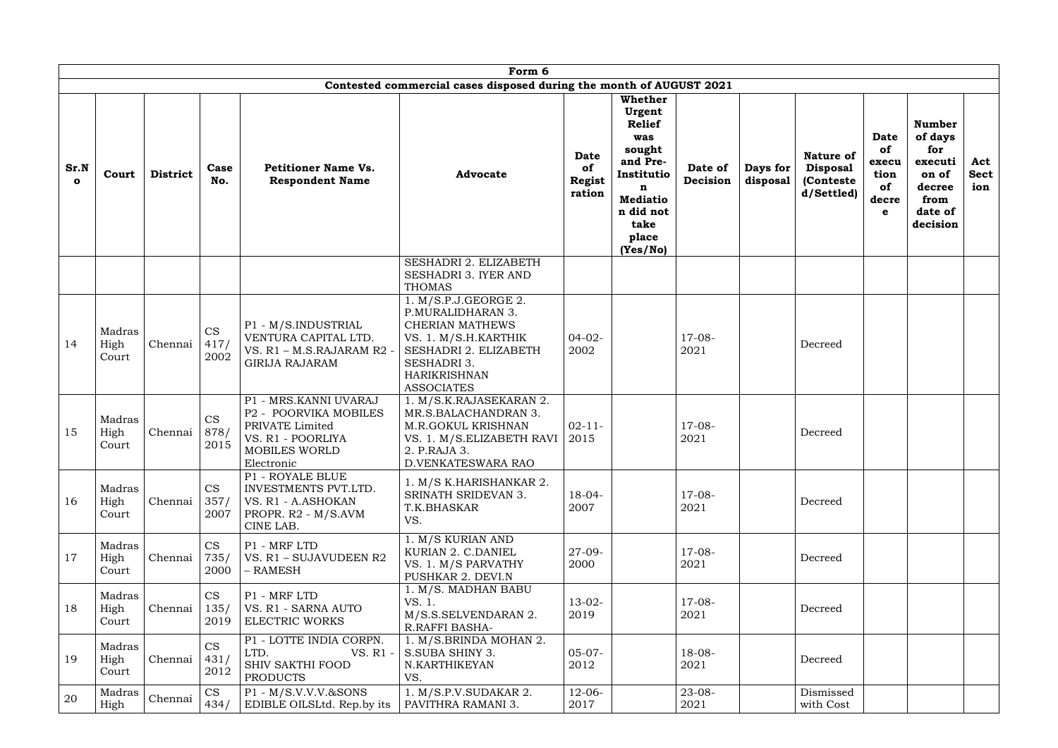| Form 6 | | | | | | | | | | | | | |
|---|---|---|---|---|---|---|---|---|---|---|---|---|---|
| Contested commercial cases disposed during the month of AUGUST 2021 | | | | | | | | | | | | | |
| **Sr.No** | **Court** | **District** | **Case No.** | **Petitioner Name Vs. Respondent Name** | **Advocate** | **Date of Registration** | **Whether Urgent Relief was sought and Pre-Institution Mediation did not take place (Yes/No)** | **Date of Decision** | **Days for disposal** | **Nature of Disposal (Contested/Settled)** | **Date of execution of decree** | **Number of days for execution of decree from date of decision** | **Act Section** |
| | | | | | SESHADRI 2. ELIZABETH SESHADRI 3. IYER AND THOMAS | | | | | | | | |
| 14 | Madras High Court | Chennai | CS 417/ 2002 | P1 - M/S.INDUSTRIAL VENTURA CAPITAL LTD. VS. R1 – M.S.RAJARAM R2 - GIRIJA RAJARAM | 1. M/S.P.J.GEORGE 2. P.MURALIDHARAN 3. CHERIAN MATHEWS VS. 1. M/S.H.KARTHIK SESHADRI 2. ELIZABETH SESHADRI 3. HARIKRISHNAN ASSOCIATES | 04-02-2002 | | 17-08-2021 | | Decreed | | | |
| 15 | Madras High Court | Chennai | CS 878/ 2015 | P1 - MRS.KANNI UVARAJ P2 - POORVIKA MOBILES PRIVATE Limited VS. R1 - POORLIYA MOBILES WORLD Electronic | 1. M/S.K.RAJASEKARAN 2. MR.S.BALACHANDRAN 3. M.R.GOKUL KRISHNAN VS. 1. M/S.ELIZABETH RAVI 2. P.RAJA 3. D.VENKATESWARA RAO | 02-11-2015 | | 17-08-2021 | | Decreed | | | |
| 16 | Madras High Court | Chennai | CS 357/ 2007 | P1 - ROYALE BLUE INVESTMENTS PVT.LTD. VS. R1 - A.ASHOKAN PROPR. R2 - M/S.AVM CINE LAB. | 1. M/S K.HARISHANKAR 2. SRINATH SRIDEVAN 3. T.K.BHASKAR VS. | 18-04-2007 | | 17-08-2021 | | Decreed | | | |
| 17 | Madras High Court | Chennai | CS 735/ 2000 | P1 - MRF LTD VS. R1 – SUJAVUDEEN R2 – RAMESH | 1. M/S KURIAN AND KURIAN 2. C.DANIEL VS. 1. M/S PARVATHY PUSHKAR 2. DEVI.N | 27-09-2000 | | 17-08-2021 | | Decreed | | | |
| 18 | Madras High Court | Chennai | CS 135/ 2019 | P1 - MRF LTD VS. R1 - SARNA AUTO ELECTRIC WORKS | 1. M/S. MADHAN BABU VS. 1. M/S.S.SELVENDARAN 2. R.RAFFI BASHA- | 13-02-2019 | | 17-08-2021 | | Decreed | | | |
| 19 | Madras High Court | Chennai | CS 431/ 2012 | P1 - LOTTE INDIA CORPN. LTD. VS. R1 - SHIV SAKTHI FOOD PRODUCTS | 1. M/S.BRINDA MOHAN 2. S.SUBA SHINY 3. N.KARTHIKEYAN VS. | 05-07-2012 | | 18-08-2021 | | Decreed | | | |
| 20 | Madras High | Chennai | CS 434/ | P1 - M/S.V.V.V.&SONS EDIBLE OILSLtd. Rep.by its | 1. M/S.P.V.SUDAKAR 2. PAVITHRA RAMANI 3. | 12-06-2017 | | 23-08-2021 | | Dismissed with Cost | | | |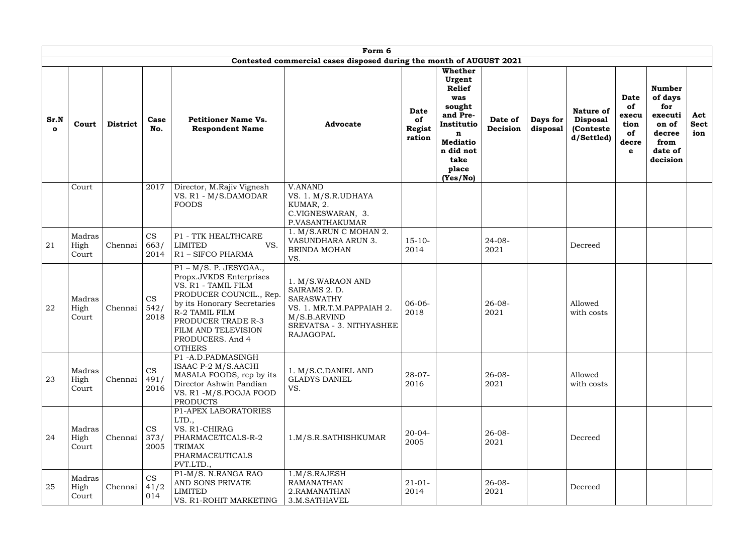| Form 6 | | | | | | | | | | | | | |
|---|---|---|---|---|---|---|---|---|---|---|---|---|---|
| Contested commercial cases disposed during the month of AUGUST 2021 | | | | | | | | | | | | | |
| **Sr.No** | **Court** | **District** | **Case No.** | **Petitioner Name Vs. Respondent Name** | **Advocate** | **Date of Registration** | **Whether Urgent Relief was sought and Pre-Institution Mediation did not take place (Yes/No)** | **Date of Decision** | **Days for disposal** | **Nature of Disposal (Contested/Settled)** | **Date of execution of decree** | **Number of days for execution of decree from date of decision** | **Act Section** |
| | Court | | 2017 | Director, M.Rajiv Vignesh VS. R1 - M/S.DAMODAR FOODS | V.ANAND VS. 1. M/S.R.UDHAYA KUMAR, 2. C.VIGNESWARAN, 3. P.VASANTHAKUMAR | | | | | | | | |
| 21 | Madras High Court | Chennai | CS 663/2014 | P1 - TTK HEALTHCARE LIMITED VS. R1 – SIFCO PHARMA | 1. M/S.ARUN C MOHAN 2. VASUNDHARA ARUN 3. BRINDA MOHAN VS. | 15-10-2014 | | 24-08-2021 | | Decreed | | | |
| 22 | Madras High Court | Chennai | CS 542/2018 | P1 – M/S. P. JESYGAA., Propx.JVKDS Enterprises VS. R1 - TAMIL FILM PRODUCER COUNCIL., Rep. by its Honorary Secretaries R-2 TAMIL FILM PRODUCER TRADE R-3 FILM AND TELEVISION PRODUCERS. And 4 OTHERS | 1. M/S.WARAON AND SAIRAMS 2. D. SARASWATHY VS. 1. MR.T.M.PAPPAIAH 2. M/S.B.ARVIND SREVATSA - 3. NITHYASHEE RAJAGOPAL | 06-06-2018 | | 26-08-2021 | | Allowed with costs | | | |
| 23 | Madras High Court | Chennai | CS 491/2016 | P1 -A.D.PADMASINGH ISAAC P-2 M/S.AACHI MASALA FOODS, rep by its Director Ashwin Pandian VS. R1 -M/S.POOJA FOOD PRODUCTS | 1. M/S.C.DANIEL AND GLADYS DANIEL VS. | 28-07-2016 | | 26-08-2021 | | Allowed with costs | | | |
| 24 | Madras High Court | Chennai | CS 373/2005 | P1-APEX LABORATORIES LTD., VS. R1-CHIRAG PHARMACETICALS-R-2 TRIMAX PHARMACEUTICALS PVT.LTD., | 1.M/S.R.SATHISHKUMAR | 20-04-2005 | | 26-08-2021 | | Decreed | | | |
| 25 | Madras High Court | Chennai | CS 41/2014 | P1-M/S. N.RANGA RAO AND SONS PRIVATE LIMITED VS. R1-ROHIT MARKETING | 1.M/S.RAJESH RAMANATHAN 2.RAMANATHAN 3.M.SATHIAVEL | 21-01-2014 | | 26-08-2021 | | Decreed | | | |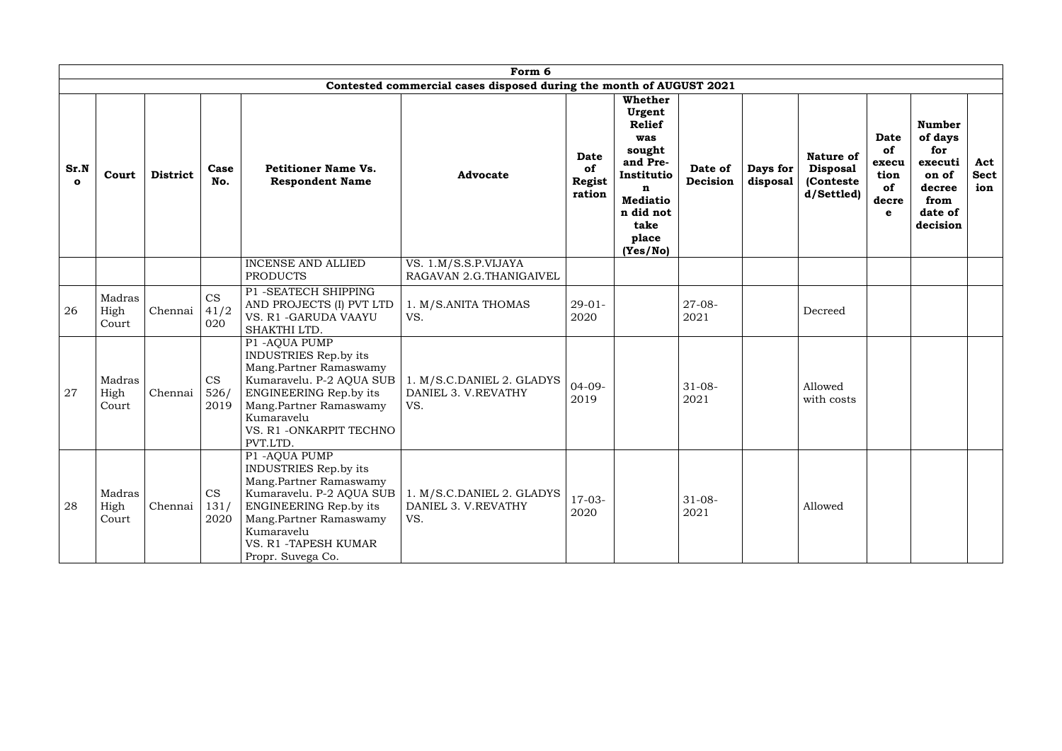| Form 6 | | | | | | | | | | | | | |
|---|---|---|---|---|---|---|---|---|---|---|---|---|---|
| Contested commercial cases disposed during the month of AUGUST 2021 | | | | | | | | | | | | | |
| **Sr.No** | **Court** | **District** | **Case No.** | **Petitioner Name Vs. Respondent Name** | **Advocate** | **Date of Registration** | **Whether Urgent Relief was sought and Pre-Institution Mediation did not take place (Yes/No)** | **Date of Decision** | **Days for disposal** | **Nature of Disposal (Contested/Settled)** | **Date of execution of decree** | **Number of days for execution of decree from date of decision** | **Act Section** |
| | | | | INCENSE AND ALLIED PRODUCTS | VS. 1.M/S.S.P.VIJAYA RAGAVAN 2.G.THANIGAIVEL | | | | | | | | |
| 26 | Madras High Court | Chennai | CS 41/2020 | P1 -SEATECH SHIPPING AND PROJECTS (I) PVT LTD VS. R1 -GARUDA VAAYU SHAKTHI LTD. | 1. M/S.ANITA THOMAS VS. | 29-01-2020 | | 27-08-2021 | | Decreed | | | |
| 27 | Madras High Court | Chennai | CS 526/2019 | P1 -AQUA PUMP INDUSTRIES Rep.by its Mang.Partner Ramaswamy Kumaravelu. P-2 AQUA SUB ENGINEERING Rep.by its Mang.Partner Ramaswamy Kumaravelu VS. R1 -ONKARPIT TECHNO PVT.LTD. | 1. M/S.C.DANIEL 2. GLADYS DANIEL 3. V.REVATHY VS. | 04-09-2019 | | 31-08-2021 | | Allowed with costs | | | |
| 28 | Madras High Court | Chennai | CS 131/2020 | P1 -AQUA PUMP INDUSTRIES Rep.by its Mang.Partner Ramaswamy Kumaravelu. P-2 AQUA SUB ENGINEERING Rep.by its Mang.Partner Ramaswamy Kumaravelu VS. R1 -TAPESH KUMAR Propr. Suvega Co. | 1. M/S.C.DANIEL 2. GLADYS DANIEL 3. V.REVATHY VS. | 17-03-2020 | | 31-08-2021 | | Allowed | | | |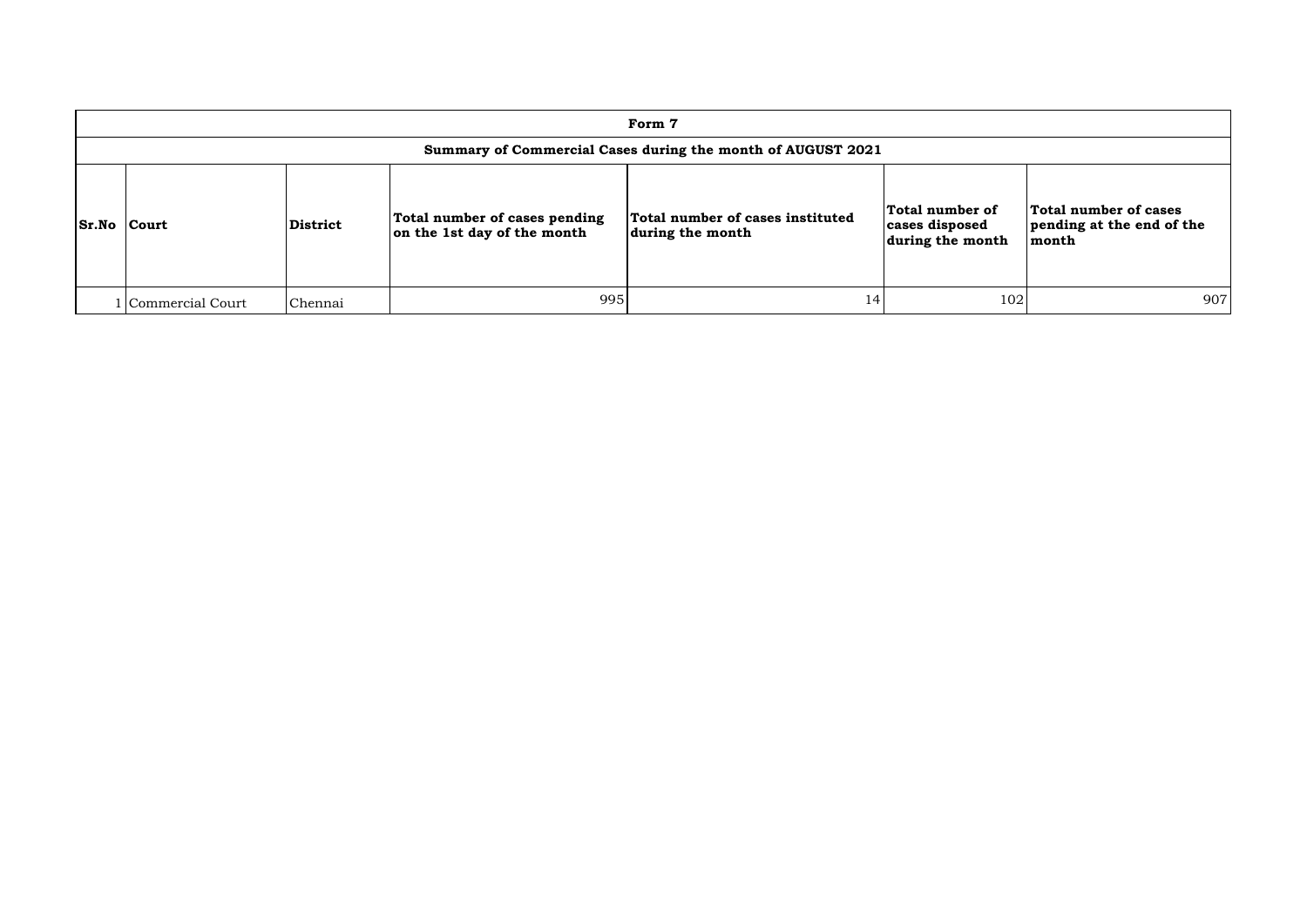| Form 7 | | | | | | |
|---|---|---|---|---|---|---|
| **Summary of Commercial Cases during the month of AUGUST 2021** | | | | | | |
| **Sr.No** | **Court** | **District** | **Total number of cases pending on the 1st day of the month** | **Total number of cases instituted during the month** | **Total number of cases disposed during the month** | **Total number of cases pending at the end of the month** |
| 1 | Commercial Court | Chennai | 995 | 14 | 102 | 907 |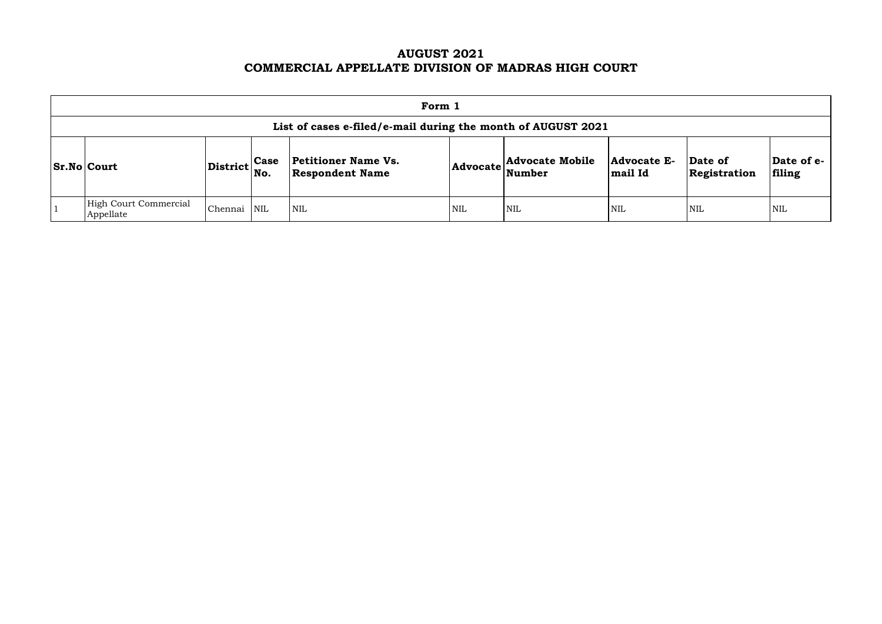# AUGUST 2021
# COMMERCIAL APPELLATE DIVISION OF MADRAS HIGH COURT

| Form 1 | | | | | | | | | |
|---|---|---|---|---|---|---|---|---|---|
| **List of cases e-filed/e-mail during the month of AUGUST 2021** | | | | | | | | | |
| **Sr.No** | **Court** | **District** | **Case No.** | **Petitioner Name Vs. Respondent Name** | **Advocate** | **Advocate Mobile Number** | **Advocate E-mail Id** | **Date of Registration** | **Date of e-filing** |
| 1 | High Court Commercial Appellate | Chennai | NIL | NIL | NIL | NIL | NIL | NIL | NIL |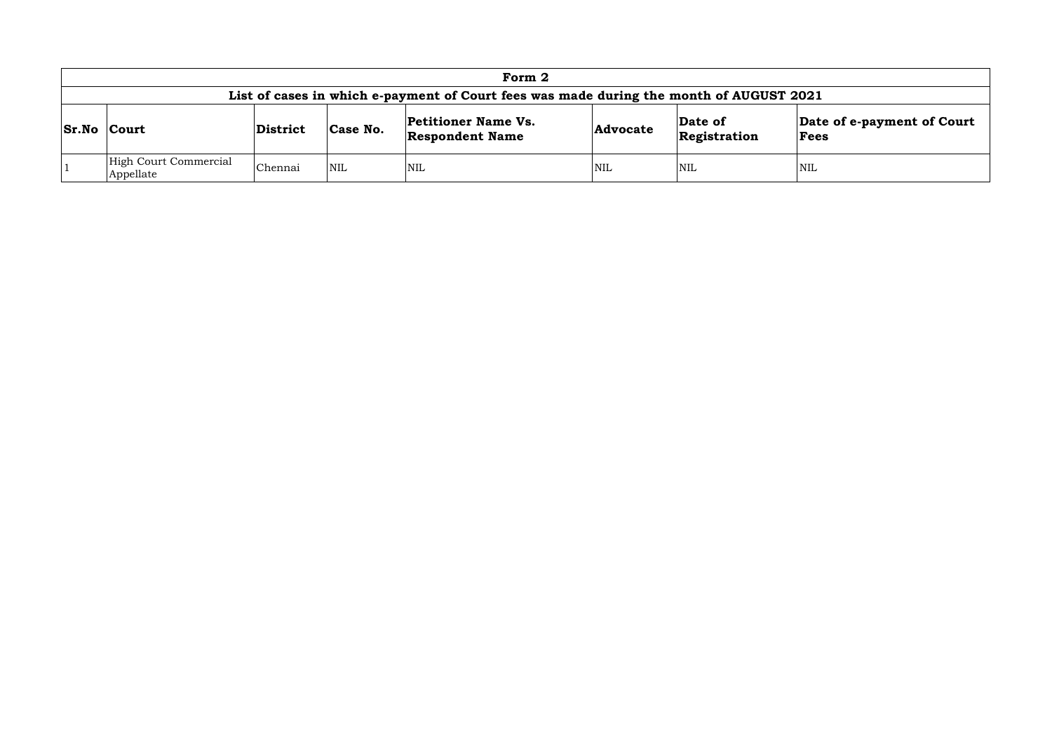# Form 2

## List of cases in which e-payment of Court fees was made during the month of AUGUST 2021

| Sr.No | Court | District | Case No. | Petitioner Name Vs. Respondent Name | Advocate | Date of Registration | Date of e-payment of Court Fees |
|---|---|---|---|---|---|---|---|
| 1 | High Court Commercial Appellate | Chennai | NIL | NIL | NIL | NIL | NIL |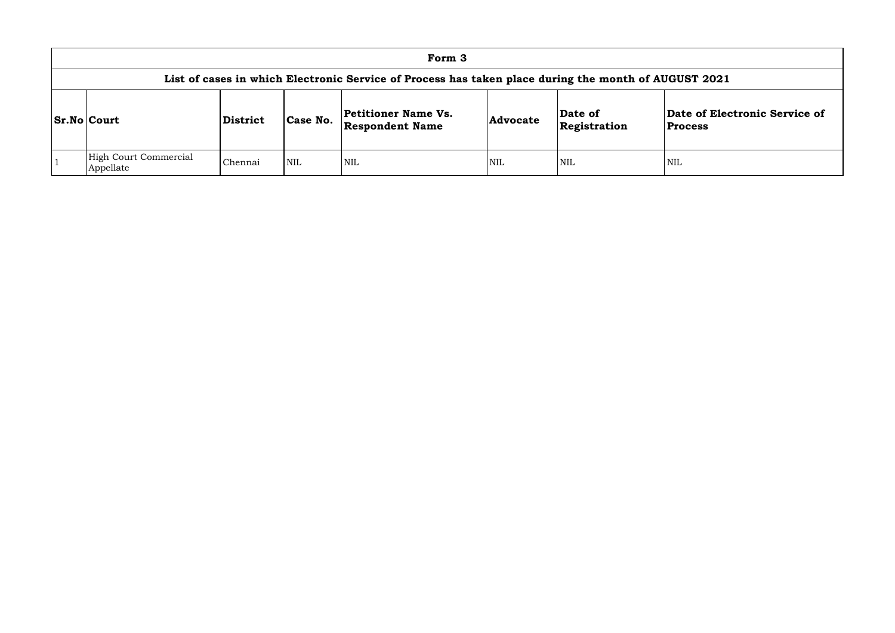| Form 3 | | | | | | | |
|---|---|---|---|---|---|---|---|
| **List of cases in which Electronic Service of Process has taken place during the month of AUGUST 2021** | | | | | | | |
| **Sr.No** | **Court** | **District** | **Case No.** | **Petitioner Name Vs. Respondent Name** | **Advocate** | **Date of Registration** | **Date of Electronic Service of Process** |
| 1 | High Court Commercial Appellate | Chennai | NIL | NIL | NIL | NIL | NIL |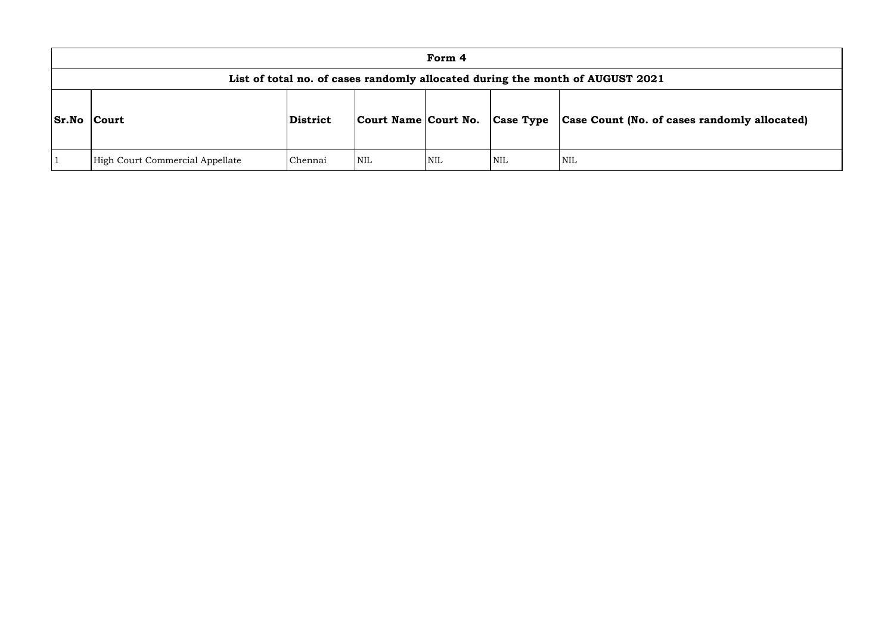| Form 4 | | | | | | |
|---|---|---|---|---|---|---|
| **List of total no. of cases randomly allocated during the month of AUGUST 2021** | | | | | | |
| **Sr.No** | **Court** | **District** | **Court Name** | **Court No.** | **Case Type** | **Case Count (No. of cases randomly allocated)** |
| 1 | High Court Commercial Appellate | Chennai | NIL | NIL | NIL | NIL |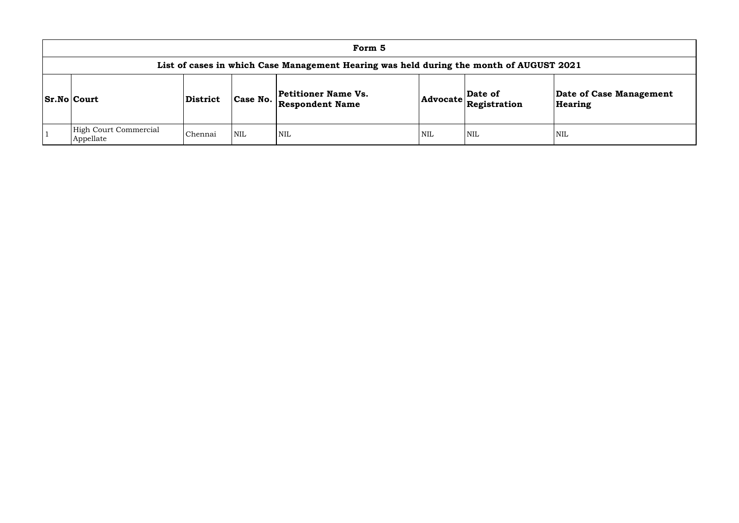# Form 5

## List of cases in which Case Management Hearing was held during the month of AUGUST 2021

| Sr.No | Court | District | Case No. | Petitioner Name Vs. Respondent Name | Advocate | Date of Registration | Date of Case Management Hearing |
|---|---|---|---|---|---|---|---|
| 1 | High Court Commercial Appellate | Chennai | NIL | NIL | NIL | NIL | NIL |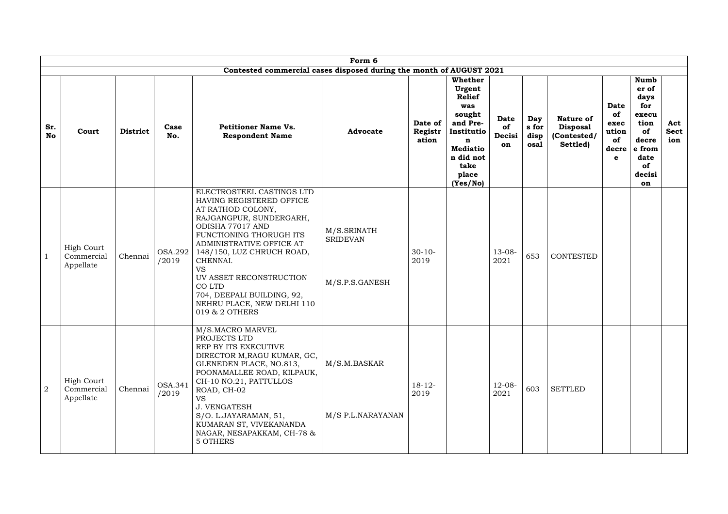| Form 6 | | | | | | | | | | | | | |
|---|---|---|---|---|---|---|---|---|---|---|---|---|---|
| Contested commercial cases disposed during the month of AUGUST 2021 | | | | | | | | | | | | | |
| **Sr. No** | **Court** | **District** | **Case No.** | **Petitioner Name Vs. Respondent Name** | **Advocate** | **Date of Registration** | **Whether Urgent Relief was sought and Pre-Institution Mediation did not take place (Yes/No)** | **Date of Decision** | **Days for disposal** | **Nature of Disposal (Contested/ Settled)** | **Date of execution of decree** | **Number of days for execution of decree from date of decision** | **Act Section** |
| 1 | High Court Commercial Appellate | Chennai | OSA.292 /2019 | ELECTROSTEEL CASTINGS LTD HAVING REGISTERED OFFICE AT RATHOD COLONY, RAJGANGPUR, SUNDERGARH, ODISHA 77017 AND FUNCTIONING THORUGH ITS ADMINISTRATIVE OFFICE AT 148/150, LUZ CHRUCH ROAD, CHENNAI. VS UV ASSET RECONSTRUCTION CO LTD 704, DEEPALI BUILDING, 92, NEHRU PLACE, NEW DELHI 110 019 & 2 OTHERS | M/S.SRINATH SRIDEVAN M/S.P.S.GANESH | 30-10-2019 | | 13-08-2021 | 653 | CONTESTED | | | |
| 2 | High Court Commercial Appellate | Chennai | OSA.341 /2019 | M/S.MACRO MARVEL PROJECTS LTD REP BY ITS EXECUTIVE DIRECTOR M,RAGU KUMAR, GC, GLENEDEN PLACE, NO.813, POONAMALLEE ROAD, KILPAUK, CH-10 NO.21, PATTULLOS ROAD, CH-02 VS J. VENGATESH S/O. L.JAYARAMAN, 51, KUMARAN ST, VIVEKANANDA NAGAR, NESAPAKKAM, CH-78 & 5 OTHERS | M/S.M.BASKAR M/S P.L.NARAYANAN | 18-12-2019 | | 12-08-2021 | 603 | SETTLED | | | |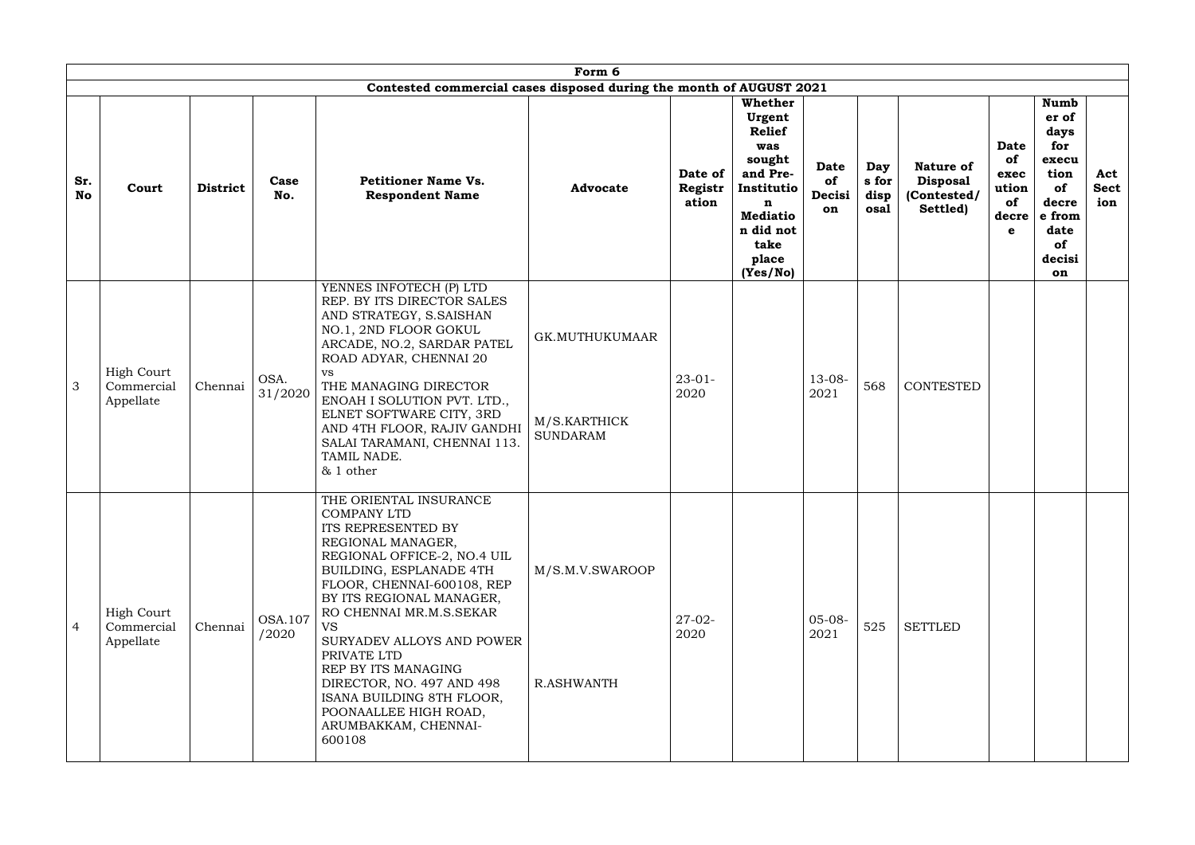| Form 6 | | | | | | | | | | | | | |
|---|---|---|---|---|---|---|---|---|---|---|---|---|---|
| Contested commercial cases disposed during the month of AUGUST 2021 | | | | | | | | | | | | | |
| **Sr. No** | **Court** | **District** | **Case No.** | **Petitioner Name Vs. Respondent Name** | **Advocate** | **Date of Registration** | **Whether Urgent Relief was sought and Pre-Institution Mediation did not take place (Yes/No)** | **Date of Decision** | **Days for disposal** | **Nature of Disposal (Contested/ Settled)** | **Date of execution of decree** | **Number of days for execution of decree from date of decision** | **Act Section** |
| 3 | High Court Commercial Appellate | Chennai | OSA. 31/2020 | YENNES INFOTECH (P) LTD REP. BY ITS DIRECTOR SALES AND STRATEGY, S.SAISHAN NO.1, 2ND FLOOR GOKUL ARCADE, NO.2, SARDAR PATEL ROAD ADYAR, CHENNAI 20 vs THE MANAGING DIRECTOR ENOAH I SOLUTION PVT. LTD., ELNET SOFTWARE CITY, 3RD AND 4TH FLOOR, RAJIV GANDHI SALAI TARAMANI, CHENNAI 113. TAMIL NADE. & 1 other | GK.MUTHUKUMAAR M/S.KARTHICK SUNDARAM | 23-01-2020 | | 13-08-2021 | 568 | CONTESTED | | | |
| 4 | High Court Commercial Appellate | Chennai | OSA.107 /2020 | THE ORIENTAL INSURANCE COMPANY LTD ITS REPRESENTED BY REGIONAL MANAGER, REGIONAL OFFICE-2, NO.4 UIL BUILDING, ESPLANADE 4TH FLOOR, CHENNAI-600108, REP BY ITS REGIONAL MANAGER, RO CHENNAI MR.M.S.SEKAR VS SURYADEV ALLOYS AND POWER PRIVATE LTD REP BY ITS MANAGING DIRECTOR, NO. 497 AND 498 ISANA BUILDING 8TH FLOOR, POONAALLEE HIGH ROAD, ARUMBAKKAM, CHENNAI-600108 | M/S.M.V.SWAROOP R.ASHWANTH | 27-02-2020 | | 05-08-2021 | 525 | SETTLED | | | |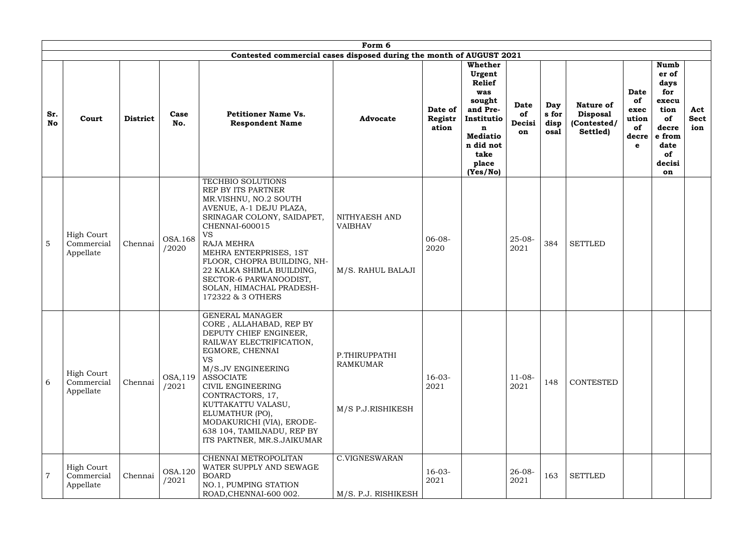| Form 6 | | | | | | | | | | | | | | |
|---|---|---|---|---|---|---|---|---|---|---|---|---|---|---|
| Contested commercial cases disposed during the month of AUGUST 2021 | | | | | | | | | | | | | | |
| **Sr. No** | **Court** | **District** | **Case No.** | **Petitioner Name Vs. Respondent Name** | **Advocate** | **Date of Registration** | **Whether Urgent Relief was sought and Pre-Institution Mediation did not take place (Yes/No)** | **Date of Decision** | **Days for disposal** | **Nature of Disposal (Contested/ Settled)** | **Date of execution of decree** | **Number of days for execution of decree from date of decision** | **Act Section** |
| 5 | High Court Commercial Appellate | Chennai | OSA.168 /2020 | TECHBIO SOLUTIONS REP BY ITS PARTNER MR.VISHNU, NO.2 SOUTH AVENUE, A-1 DEJU PLAZA, SRINAGAR COLONY, SAIDAPET, CHENNAI-600015 VS RAJA MEHRA MEHRA ENTERPRISES, 1ST FLOOR, CHOPRA BUILDING, NH-22 KALKA SHIMLA BUILDING, SECTOR-6 PARWANOODIST, SOLAN, HIMACHAL PRADESH-172322 & 3 OTHERS | NITHYAESH AND VAIBHAV M/S. RAHUL BALAJI | 06-08-2020 | | 25-08-2021 | 384 | SETTLED | | | |
| 6 | High Court Commercial Appellate | Chennai | OSA,119 /2021 | GENERAL MANAGER CORE , ALLAHABAD, REP BY DEPUTY CHIEF ENGINEER, RAILWAY ELECTRIFICATION, EGMORE, CHENNAI VS M/S.JV ENGINEERING ASSOCIATE CIVIL ENGINEERING CONTRACTORS, 17, KUTTAKATTU VALASU, ELUMATHUR (PO), MODAKURICHI (VIA), ERODE-638 104, TAMILNADU, REP BY ITS PARTNER, MR.S.JAIKUMAR | P.THIRUPPATHI RAMKUMAR M/S P.J.RISHIKESH | 16-03-2021 | | 11-08-2021 | 148 | CONTESTED | | | |
| 7 | High Court Commercial Appellate | Chennai | OSA.120 /2021 | CHENNAI METROPOLITAN WATER SUPPLY AND SEWAGE BOARD NO.1, PUMPING STATION ROAD,CHENNAI-600 002. | C.VIGNESWARAN M/S. P.J. RISHIKESH | 16-03-2021 | | 26-08-2021 | 163 | SETTLED | | | |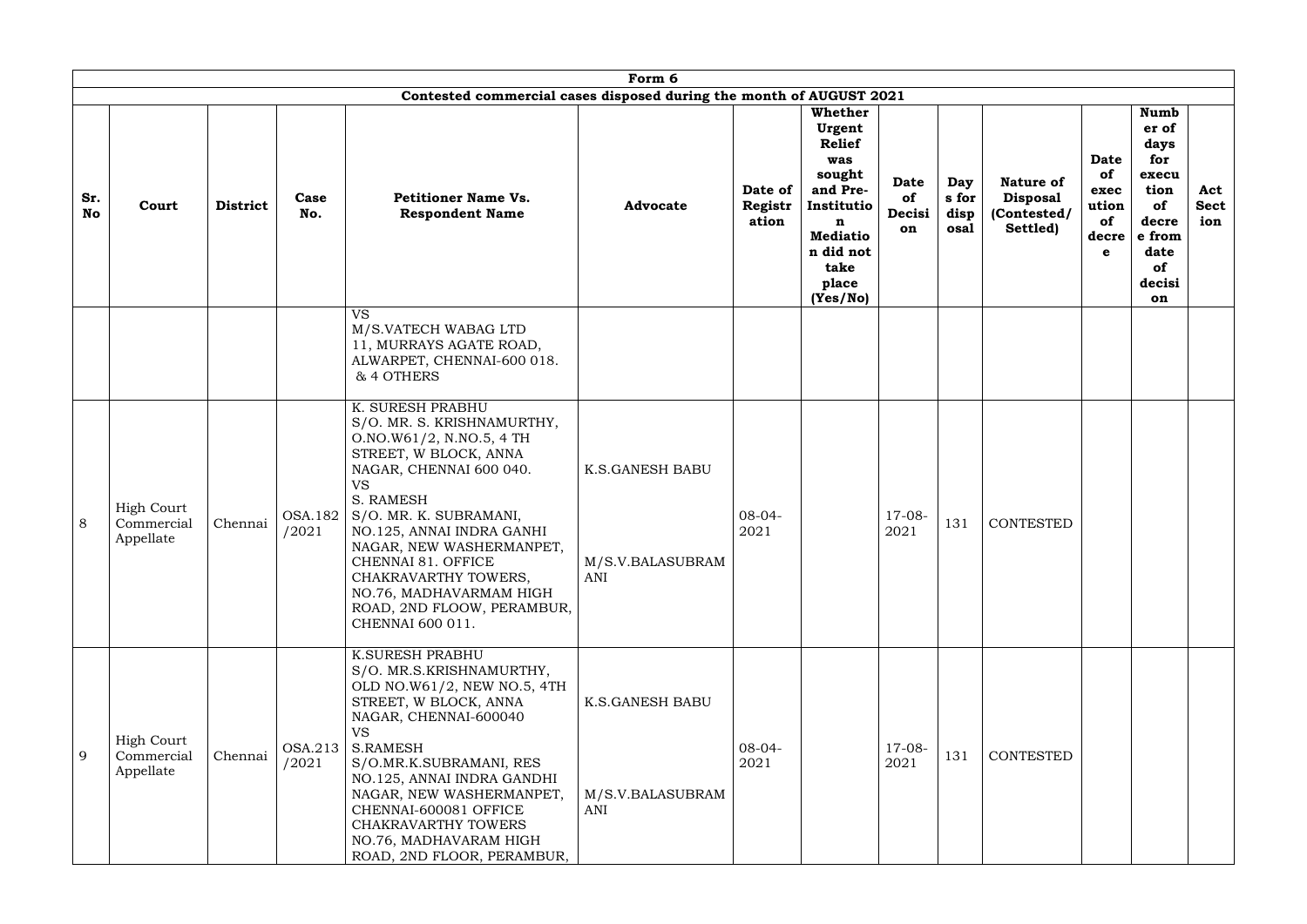| Form 6 | | | | | | | | | | | | | |
|---|---|---|---|---|---|---|---|---|---|---|---|---|---|
| Contested commercial cases disposed during the month of AUGUST 2021 | | | | | | | | | | | | | |
| **Sr. No** | **Court** | **District** | **Case No.** | **Petitioner Name Vs. Respondent Name** | **Advocate** | **Date of Registration** | **Whether Urgent Relief was sought and Pre-Institution Mediation did not take place (Yes/No)** | **Date of Decision** | **Days for disposal** | **Nature of Disposal (Contested/ Settled)** | **Date of execution of decree** | **Number of days for execution of decree from date of decision** | **Act Section** |
| | | | | VS<br>M/S.VATECH WABAG LTD<br>11, MURRAYS AGATE ROAD, ALWARPET, CHENNAI-600 018.<br>& 4 OTHERS | | | | | | | | | |
| 8 | High Court Commercial Appellate | Chennai | OSA.182 /2021 | K. SURESH PRABHU<br>S/O. MR. S. KRISHNAMURTHY, O.NO.W61/2, N.NO.5, 4 TH STREET, W BLOCK, ANNA NAGAR, CHENNAI 600 040.<br>VS<br>S. RAMESH<br>S/O. MR. K. SUBRAMANI, NO.125, ANNAI INDRA GANHI NAGAR, NEW WASHERMANPET, CHENNAI 81. OFFICE CHAKRAVARTHY TOWERS, NO.76, MADHAVARMAM HIGH ROAD, 2ND FLOOW, PERAMBUR, CHENNAI 600 011. | K.S.GANESH BABU<br><br>M/S.V.BALASUBRAMANI | 08-04-2021 | | 17-08-2021 | 131 | CONTESTED | | | |
| 9 | High Court Commercial Appellate | Chennai | OSA.213 /2021 | K.SURESH PRABHU<br>S/O. MR.S.KRISHNAMURTHY, OLD NO.W61/2, NEW NO.5, 4TH STREET, W BLOCK, ANNA NAGAR, CHENNAI-600040<br>VS<br>S.RAMESH<br>S/O.MR.K.SUBRAMANI, RES NO.125, ANNAI INDRA GANDHI NAGAR, NEW WASHERMANPET, CHENNAI-600081 OFFICE CHAKRAVARTHY TOWERS NO.76, MADHAVARAM HIGH ROAD, 2ND FLOOR, PERAMBUR, | K.S.GANESH BABU<br><br>M/S.V.BALASUBRAMANI | 08-04-2021 | | 17-08-2021 | 131 | CONTESTED | | | |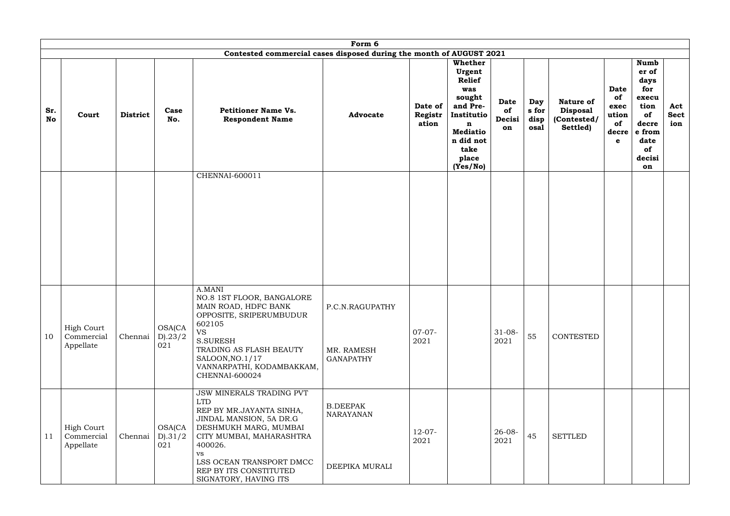| Form 6 | | | | | | | | | | | | | |
|---|---|---|---|---|---|---|---|---|---|---|---|---|---|
| Contested commercial cases disposed during the month of AUGUST 2021 | | | | | | | | | | | | | |
| **Sr. No** | **Court** | **District** | **Case No.** | **Petitioner Name Vs. Respondent Name** | **Advocate** | **Date of Registration** | **Whether Urgent Relief was sought and Pre-Institution Mediation did not take place (Yes/No)** | **Date of Decision** | **Days for disposal** | **Nature of Disposal (Contested/ Settled)** | **Date of execution of decree** | **Number of days for execution of decree from date of decision** | **Act Section** |
| | | | | CHENNAI-600011 | | | | | | | | | |
| 10 | High Court Commercial Appellate | Chennai | OSA(CAD).23/2021 | A.MANI NO.8 1ST FLOOR, BANGALORE MAIN ROAD, HDFC BANK OPPOSITE, SRIPERUMBUDUR 602105 VS S.SURESH TRADING AS FLASH BEAUTY SALOON,NO.1/17 VANNARPATHI, KODAMBAKKAM, CHENNAI-600024 | P.C.N.RAGUPATHY MR. RAMESH GANAPATHY | 07-07-2021 | | 31-08-2021 | 55 | CONTESTED | | | |
| 11 | High Court Commercial Appellate | Chennai | OSA(CAD).31/2021 | JSW MINERALS TRADING PVT LTD REP BY MR.JAYANTA SINHA, JINDAL MANSION, 5A DR.G DESHMUKH MARG, MUMBAI CITY MUMBAI, MAHARASHTRA 400026. vs LSS OCEAN TRANSPORT DMCC REP BY ITS CONSTITUTED SIGNATORY, HAVING ITS | B.DEEPAK NARAYANAN DEEPIKA MURALI | 12-07-2021 | | 26-08-2021 | 45 | SETTLED | | | |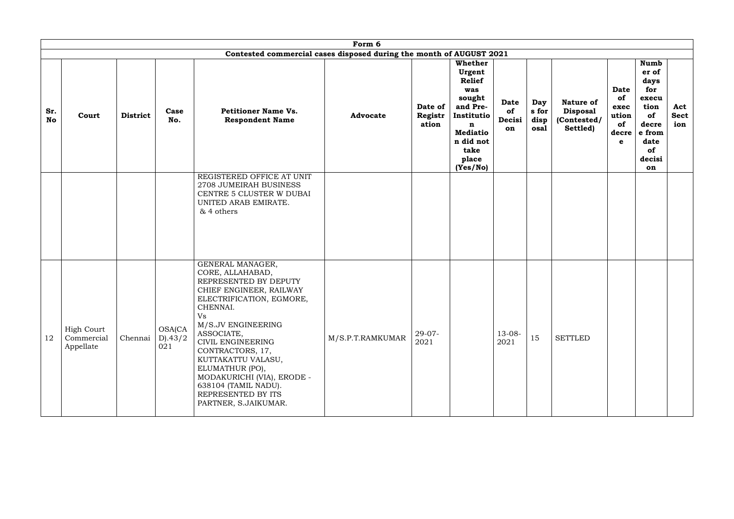| Form 6 | | | | | | | | | | | | | |
|---|---|---|---|---|---|---|---|---|---|---|---|---|---|
| Contested commercial cases disposed during the month of AUGUST 2021 | | | | | | | | | | | | | |
| **Sr. No** | **Court** | **District** | **Case No.** | **Petitioner Name Vs. Respondent Name** | **Advocate** | **Date of Registration** | **Whether Urgent Relief was sought and Pre-Institution Mediation did not take place (Yes/No)** | **Date of Decision** | **Days for disposal** | **Nature of Disposal (Contested/ Settled)** | **Date of execution of decree** | **Number of days for execution of decree from date of decision** | **Act Section** |
| | | | | REGISTERED OFFICE AT UNIT 2708 JUMEIRAH BUSINESS CENTRE 5 CLUSTER W DUBAI UNITED ARAB EMIRATE. & 4 others | | | | | | | | | |
| 12 | High Court Commercial Appellate | Chennai | OSA(CAD).43/2021 | GENERAL MANAGER, CORE, ALLAHABAD, REPRESENTED BY DEPUTY CHIEF ENGINEER, RAILWAY ELECTRIFICATION, EGMORE, CHENNAI. Vs M/S.JV ENGINEERING ASSOCIATE, CIVIL ENGINEERING CONTRACTORS, 17, KUTTAKATTU VALASU, ELUMATHUR (PO), MODAKURICHI (VIA), ERODE - 638104 (TAMIL NADU). REPRESENTED BY ITS PARTNER, S.JAIKUMAR. | M/S.P.T.RAMKUMAR | 29-07-2021 | | 13-08-2021 | 15 | SETTLED | | | |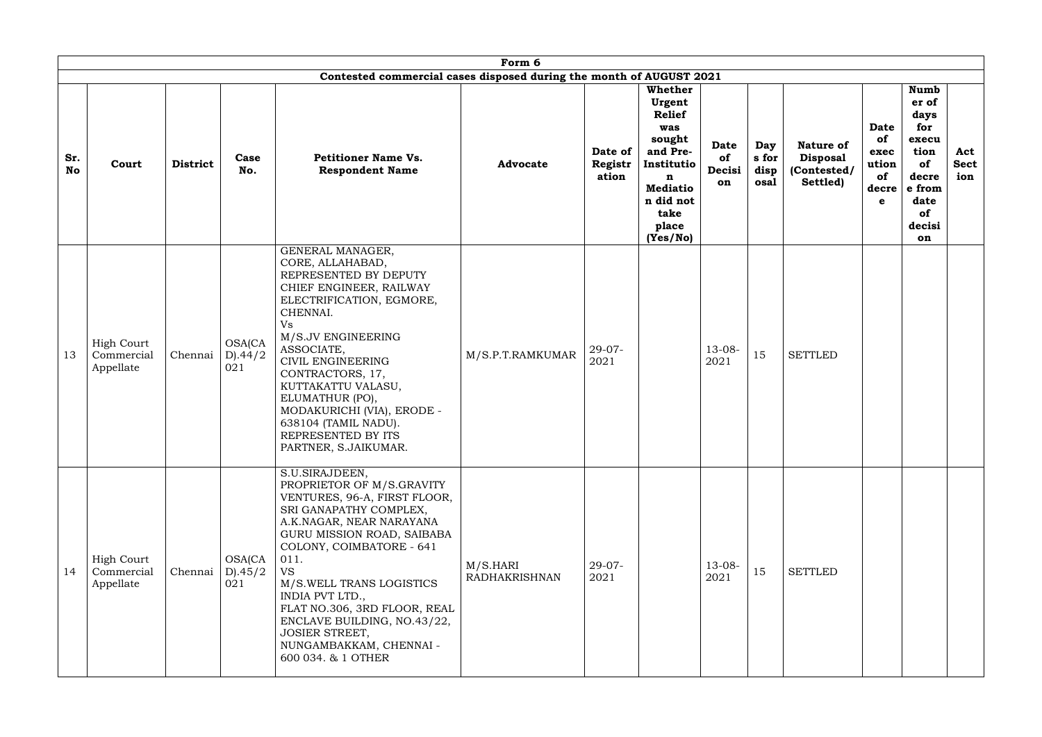| Form 6 | | | | | | | | | | | | | |
|---|---|---|---|---|---|---|---|---|---|---|---|---|---|
| Contested commercial cases disposed during the month of AUGUST 2021 | | | | | | | | | | | | | |
| **Sr. No** | **Court** | **District** | **Case No.** | **Petitioner Name Vs. Respondent Name** | **Advocate** | **Date of Registration** | **Whether Urgent Relief was sought and Pre-Institution Mediation did not take place (Yes/No)** | **Date of Decision** | **Days for disposal** | **Nature of Disposal (Contested/ Settled)** | **Date of execution of decree** | **Number of days for execution of decree from date of decision** | **Act Section** |
| 13 | High Court Commercial Appellate | Chennai | OSA(CAD).44/2021 | GENERAL MANAGER, CORE, ALLAHABAD, REPRESENTED BY DEPUTY CHIEF ENGINEER, RAILWAY ELECTRIFICATION, EGMORE, CHENNAI. Vs M/S.JV ENGINEERING ASSOCIATE, CIVIL ENGINEERING CONTRACTORS, 17, KUTTAKATTU VALASU, ELUMATHUR (PO), MODAKURICHI (VIA), ERODE - 638104 (TAMIL NADU). REPRESENTED BY ITS PARTNER, S.JAIKUMAR. | M/S.P.T.RAMKUMAR | 29-07-2021 | | 13-08-2021 | 15 | SETTLED | | | |
| 14 | High Court Commercial Appellate | Chennai | OSA(CAD).45/2021 | S.U.SIRAJDEEN, PROPRIETOR OF M/S.GRAVITY VENTURES, 96-A, FIRST FLOOR, SRI GANAPATHY COMPLEX, A.K.NAGAR, NEAR NARAYANA GURU MISSION ROAD, SAIBABA COLONY, COIMBATORE - 641 011. VS M/S.WELL TRANS LOGISTICS INDIA PVT LTD., FLAT NO.306, 3RD FLOOR, REAL ENCLAVE BUILDING, NO.43/22, JOSIER STREET, NUNGAMBAKKAM, CHENNAI - 600 034. & 1 OTHER | M/S.HARI RADHAKRISHNAN | 29-07-2021 | | 13-08-2021 | 15 | SETTLED | | | |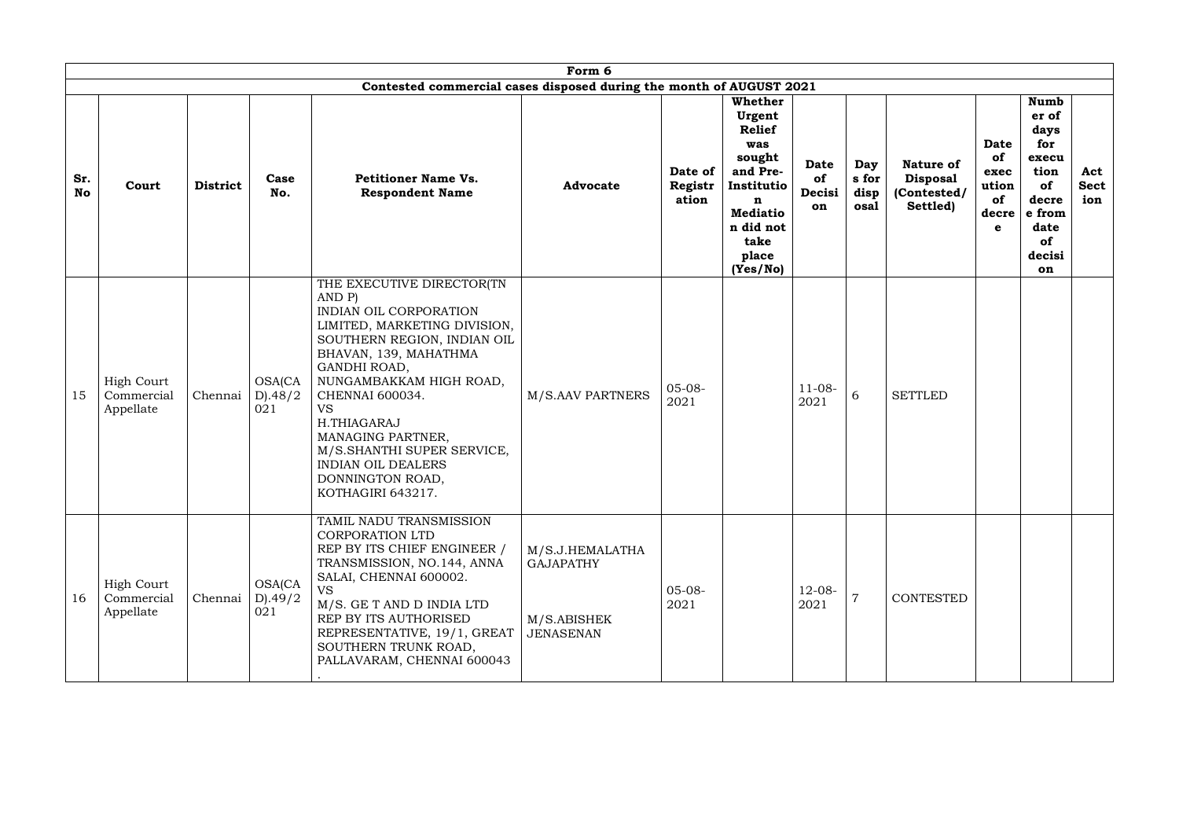| Form 6 | | | | | | | | | | | | | | |
|---|---|---|---|---|---|---|---|---|---|---|---|---|---|---|
| **Contested commercial cases disposed during the month of AUGUST 2021** | | | | | | | | | | | | | | |
| **Sr. No** | **Court** | **District** | **Case No.** | **Petitioner Name Vs. Respondent Name** | **Advocate** | **Date of Registration** | **Whether Urgent Relief was sought and Pre-Institution Mediation did not take place (Yes/No)** | **Date of Decision** | **Days for disposal** | **Nature of Disposal (Contested/ Settled)** | **Date of execution of decree** | **Number of days for execution of decree from date of decision** | **Act Section** |
| 15 | High Court Commercial Appellate | Chennai | OSA(CAD).48/2021 | THE EXECUTIVE DIRECTOR(TN AND P) INDIAN OIL CORPORATION LIMITED, MARKETING DIVISION, SOUTHERN REGION, INDIAN OIL BHAVAN, 139, MAHATHMA GANDHI ROAD, NUNGAMBAKKAM HIGH ROAD, CHENNAI 600034. VS H.THIAGARAJ MANAGING PARTNER, M/S.SHANTHI SUPER SERVICE, INDIAN OIL DEALERS DONNINGTON ROAD, KOTHAGIRI 643217. | M/S.AAV PARTNERS | 05-08-2021 | | 11-08-2021 | 6 | SETTLED | | | |
| 16 | High Court Commercial Appellate | Chennai | OSA(CAD).49/2021 | TAMIL NADU TRANSMISSION CORPORATION LTD REP BY ITS CHIEF ENGINEER / TRANSMISSION, NO.144, ANNA SALAI, CHENNAI 600002. VS M/S. GE T AND D INDIA LTD REP BY ITS AUTHORISED REPRESENTATIVE, 19/1, GREAT SOUTHERN TRUNK ROAD, PALLAVARAM, CHENNAI 600043 . | M/S.J.HEMALATHA GAJAPATHY M/S.ABISHEK JENASENAN | 05-08-2021 | | 12-08-2021 | 7 | CONTESTED | | | |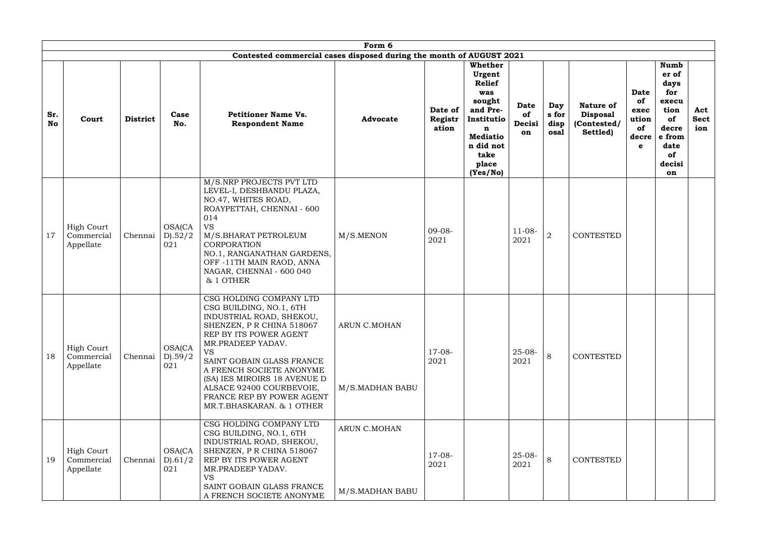| Form 6 | | | | | | | | | | | | | |
|---|---|---|---|---|---|---|---|---|---|---|---|---|---|
| **Contested commercial cases disposed during the month of AUGUST 2021** | | | | | | | | | | | | | |
| **Sr. No** | **Court** | **District** | **Case No.** | **Petitioner Name Vs. Respondent Name** | **Advocate** | **Date of Registration** | **Whether Urgent Relief was sought and Pre-Institution Mediation did not take place (Yes/No)** | **Date of Decision** | **Days for disposal** | **Nature of Disposal (Contested/ Settled)** | **Date of execution of decree** | **Number of days for execution of decree from date of decision** | **Act Section** |
| 17 | High Court Commercial Appellate | Chennai | OSA(CAD).52/2021 | M/S.NRP PROJECTS PVT LTD LEVEL-I, DESHBANDU PLAZA, NO.47, WHITES ROAD, ROAYPETTAH, CHENNAI - 600 014 VS M/S.BHARAT PETROLEUM CORPORATION NO.1, RANGANATHAN GARDENS, OFF -11TH MAIN RAOD, ANNA NAGAR, CHENNAI - 600 040 & 1 OTHER | M/S.MENON | 09-08-2021 | | 11-08-2021 | 2 | CONTESTED | | | |
| 18 | High Court Commercial Appellate | Chennai | OSA(CAD).59/2021 | CSG HOLDING COMPANY LTD CSG BUILDING, NO.1, 6TH INDUSTRIAL ROAD, SHEKOU, SHENZEN, P R CHINA 518067 REP BY ITS POWER AGENT MR.PRADEEP YADAV. VS SAINT GOBAIN GLASS FRANCE A FRENCH SOCIETE ANONYME (SA) IES MIROIRS 18 AVENUE D ALSACE 92400 COURBEVOIE, FRANCE REP BY POWER AGENT MR.T.BHASKARAN. & 1 OTHER | ARUN C.MOHAN<br><br>M/S.MADHAN BABU | 17-08-2021 | | 25-08-2021 | 8 | CONTESTED | | | |
| 19 | High Court Commercial Appellate | Chennai | OSA(CAD).61/2021 | CSG HOLDING COMPANY LTD CSG BUILDING, NO.1, 6TH INDUSTRIAL ROAD, SHEKOU, SHENZEN, P R CHINA 518067 REP BY ITS POWER AGENT MR.PRADEEP YADAV. VS SAINT GOBAIN GLASS FRANCE A FRENCH SOCIETE ANONYME | ARUN C.MOHAN<br><br>M/S.MADHAN BABU | 17-08-2021 | | 25-08-2021 | 8 | CONTESTED | | | |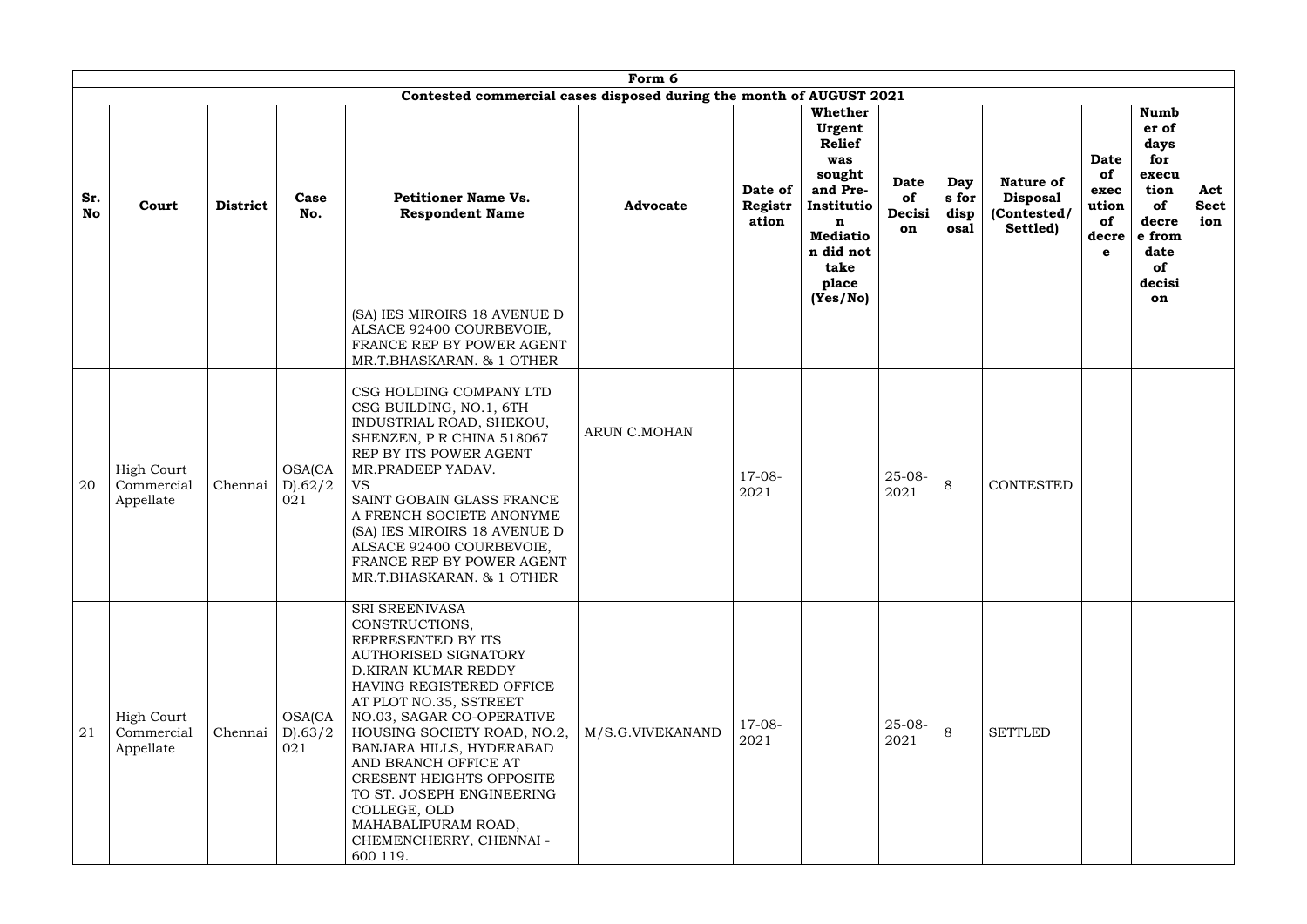| Form 6 | | | | | | | | | | | | | |
|---|---|---|---|---|---|---|---|---|---|---|---|---|---|
| Contested commercial cases disposed during the month of AUGUST 2021 | | | | | | | | | | | | | |
| **Sr. No** | **Court** | **District** | **Case No.** | **Petitioner Name Vs. Respondent Name** | **Advocate** | **Date of Registration** | **Whether Urgent Relief was sought and Pre-Institution Mediation did not take place (Yes/No)** | **Date of Decision** | **Days for disposal** | **Nature of Disposal (Contested/ Settled)** | **Date of execution of decree** | **Number of days for execution of decree from date of decision** | **Act Section** |
| | | | | (SA) IES MIROIRS 18 AVENUE D ALSACE 92400 COURBEVOIE, FRANCE REP BY POWER AGENT MR.T.BHASKARAN. & 1 OTHER | | | | | | | | | |
| 20 | High Court Commercial Appellate | Chennai | OSA(CAD).62/2021 | CSG HOLDING COMPANY LTD CSG BUILDING, NO.1, 6TH INDUSTRIAL ROAD, SHEKOU, SHENZEN, P R CHINA 518067 REP BY ITS POWER AGENT MR.PRADEEP YADAV. VS SAINT GOBAIN GLASS FRANCE A FRENCH SOCIETE ANONYME (SA) IES MIROIRS 18 AVENUE D ALSACE 92400 COURBEVOIE, FRANCE REP BY POWER AGENT MR.T.BHASKARAN. & 1 OTHER | ARUN C.MOHAN | 17-08-2021 | | 25-08-2021 | 8 | CONTESTED | | | |
| 21 | High Court Commercial Appellate | Chennai | OSA(CAD).63/2021 | SRI SREENIVASA CONSTRUCTIONS, REPRESENTED BY ITS AUTHORISED SIGNATORY D.KIRAN KUMAR REDDY HAVING REGISTERED OFFICE AT PLOT NO.35, SSTREET NO.03, SAGAR CO-OPERATIVE HOUSING SOCIETY ROAD, NO.2, BANJARA HILLS, HYDERABAD AND BRANCH OFFICE AT CRESENT HEIGHTS OPPOSITE TO ST. JOSEPH ENGINEERING COLLEGE, OLD MAHABALIPURAM ROAD, CHEMENCHERRY, CHENNAI - 600 119. | M/S.G.VIVEKANAND | 17-08-2021 | | 25-08-2021 | 8 | SETTLED | | | |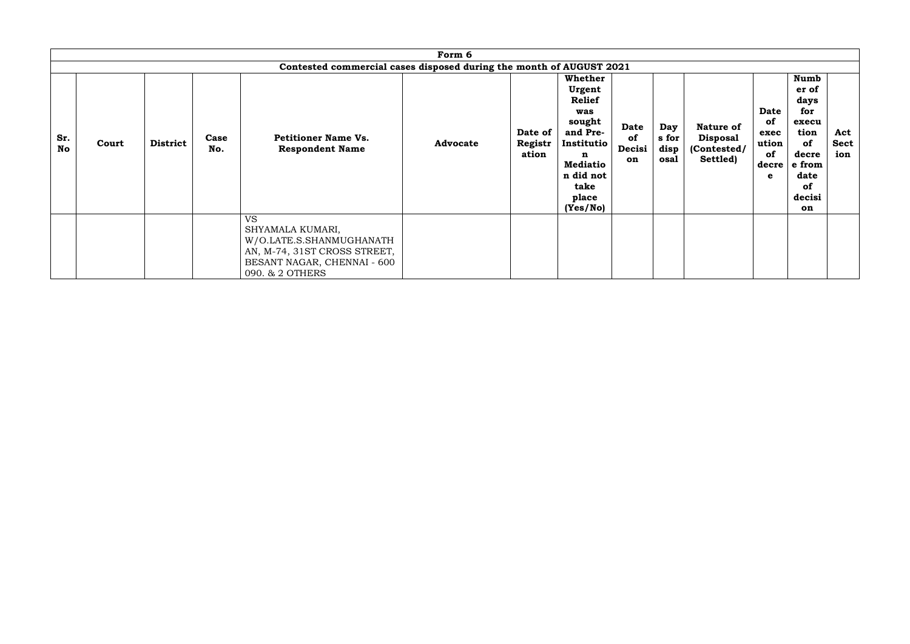| Form 6 | | | | | | | | | | | | | |
|---|---|---|---|---|---|---|---|---|---|---|---|---|---|
| Contested commercial cases disposed during the month of AUGUST 2021 | | | | | | | | | | | | | |
| **Sr. No** | **Court** | **District** | **Case No.** | **Petitioner Name Vs. Respondent Name** | **Advocate** | **Date of Registration** | **Whether Urgent Relief was sought and Pre-Institution Mediation did not take place (Yes/No)** | **Date of Decision** | **Days for disposal** | **Nature of Disposal (Contested/ Settled)** | **Date of execution of decree** | **Number of days for execution of decree from date of decision** | **Act Section** |
| | | | | VS<br>SHYAMALA KUMARI, W/O.LATE.S.SHANMUGHANATHAN, M-74, 31ST CROSS STREET, BESANT NAGAR, CHENNAI - 600 090. & 2 OTHERS | | | | | | | | | |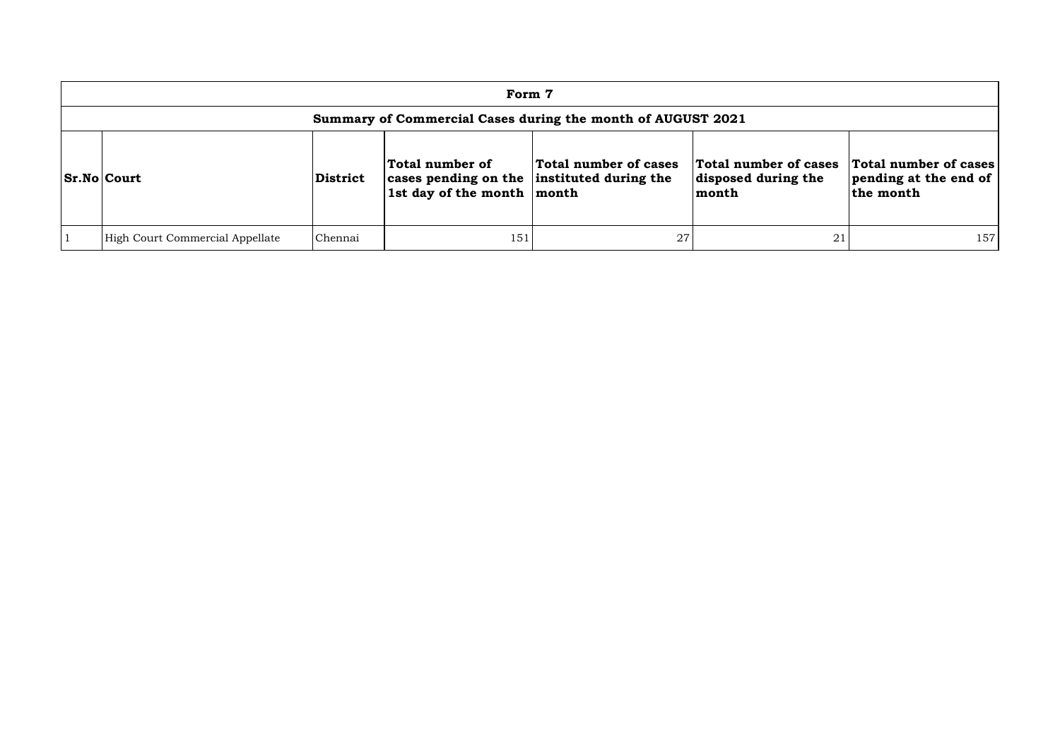| Form 7 | | | | | | |
|---|---|---|---|---|---|---|
| **Summary of Commercial Cases during the month of AUGUST 2021** | | | | | | |
| **Sr.No** | **Court** | **District** | **Total number of cases pending on the 1st day of the month** | **Total number of cases instituted during the month** | **Total number of cases disposed during the month** | **Total number of cases pending at the end of the month** |
| 1 | High Court Commercial Appellate | Chennai | 151 | 27 | 21 | 157 |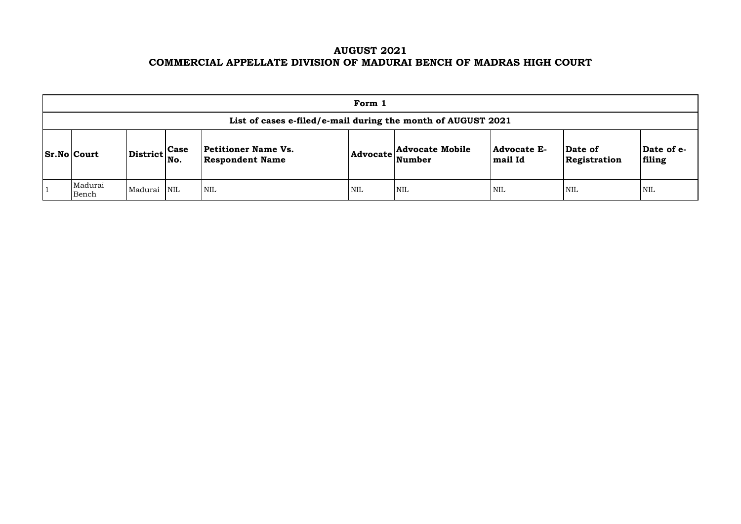# AUGUST 2021
# COMMERCIAL APPELLATE DIVISION OF MADURAI BENCH OF MADRAS HIGH COURT

| Form 1 | | | | | | | | | |
|---|---|---|---|---|---|---|---|---|---|
| List of cases e-filed/e-mail during the month of AUGUST 2021 | | | | | | | | | |
| **Sr.No** | **Court** | **District** | **Case No.** | **Petitioner Name Vs. Respondent Name** | **Advocate** | **Advocate Mobile Number** | **Advocate E-mail Id** | **Date of Registration** | **Date of e-filing** |
| 1 | Madurai Bench | Madurai | NIL | NIL | NIL | NIL | NIL | NIL | NIL |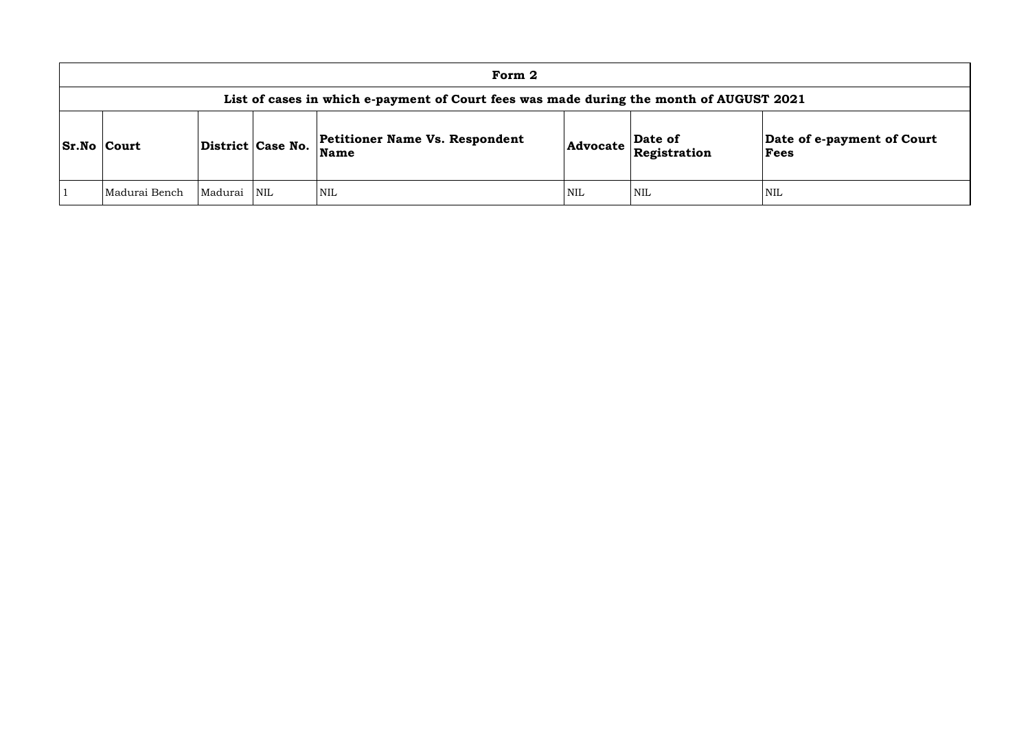| Form 2 | | | | | | | |
|---|---|---|---|---|---|---|---|
| **List of cases in which e-payment of Court fees was made during the month of AUGUST 2021** | | | | | | | |
| **Sr.No** | **Court** | **District** | **Case No.** | **Petitioner Name Vs. Respondent Name** | **Advocate** | **Date of Registration** | **Date of e-payment of Court Fees** |
| 1 | Madurai Bench | Madurai | NIL | NIL | NIL | NIL | NIL |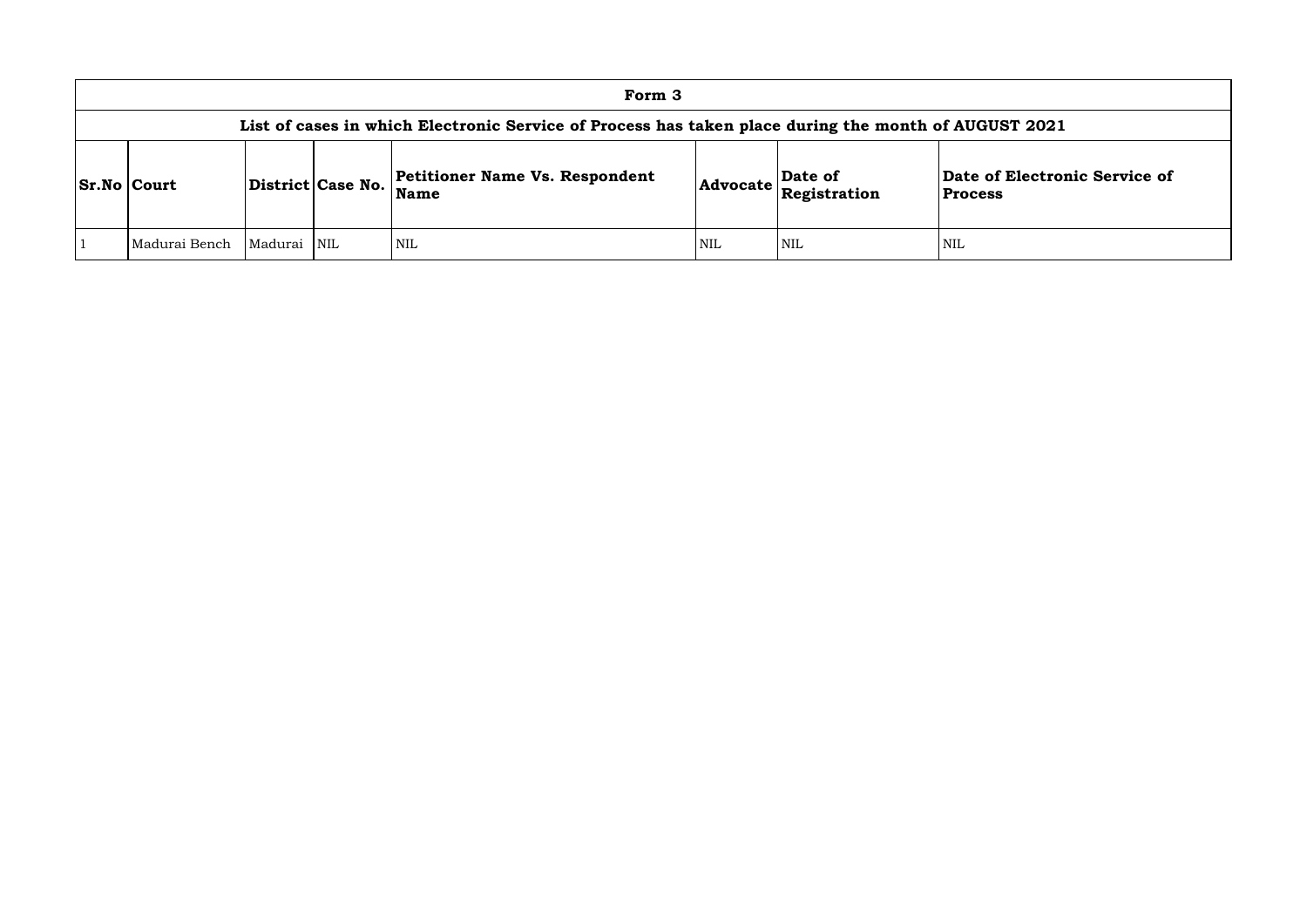| Form 3 | | | | | | | |
|---|---|---|---|---|---|---|---|
| **List of cases in which Electronic Service of Process has taken place during the month of AUGUST 2021** | | | | | | | |
| **Sr.No** | **Court** | **District** | **Case No.** | **Petitioner Name Vs. Respondent Name** | **Advocate** | **Date of Registration** | **Date of Electronic Service of Process** |
| 1 | Madurai Bench | Madurai | NIL | NIL | NIL | NIL | NIL |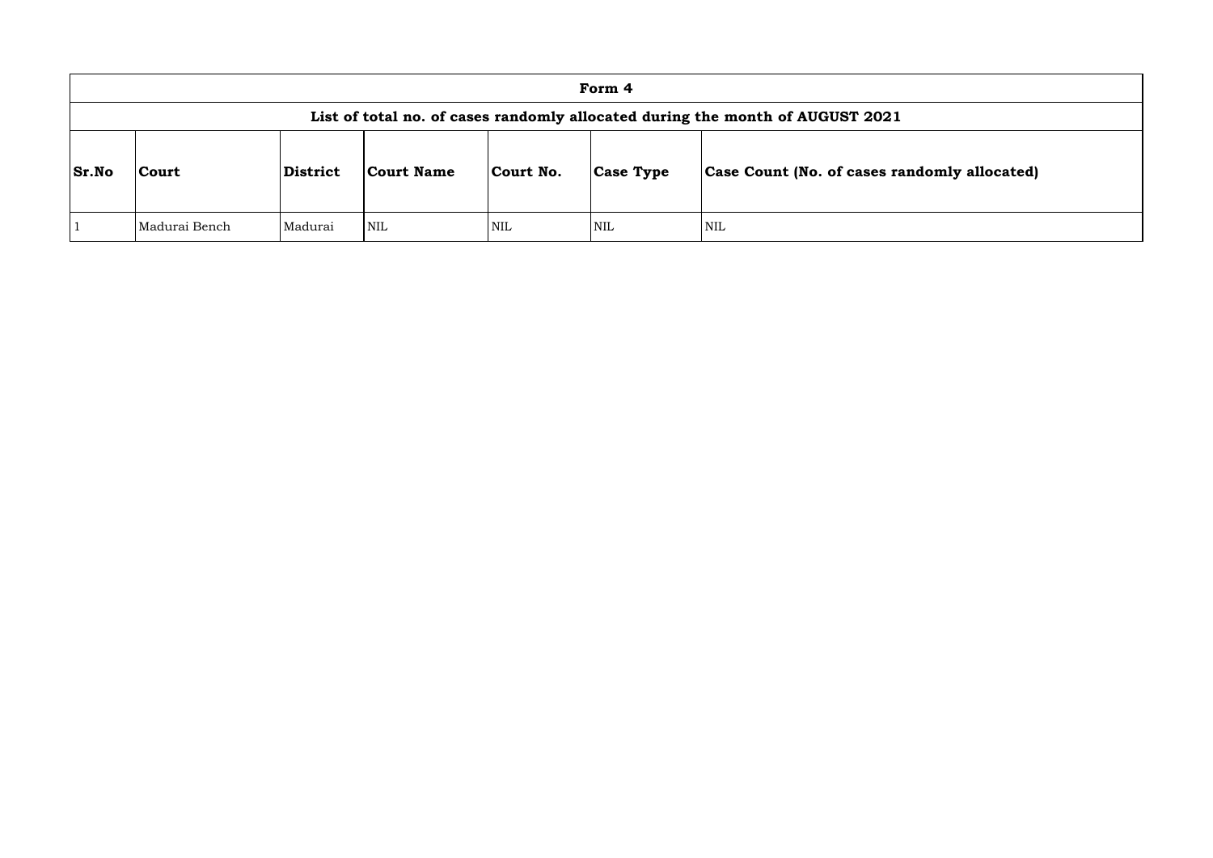| Form 4 | | | | | | |
|---|---|---|---|---|---|---|
| **List of total no. of cases randomly allocated during the month of AUGUST 2021** | | | | | | |
| **Sr.No** | **Court** | **District** | **Court Name** | **Court No.** | **Case Type** | **Case Count (No. of cases randomly allocated)** |
| 1 | Madurai Bench | Madurai | NIL | NIL | NIL | NIL |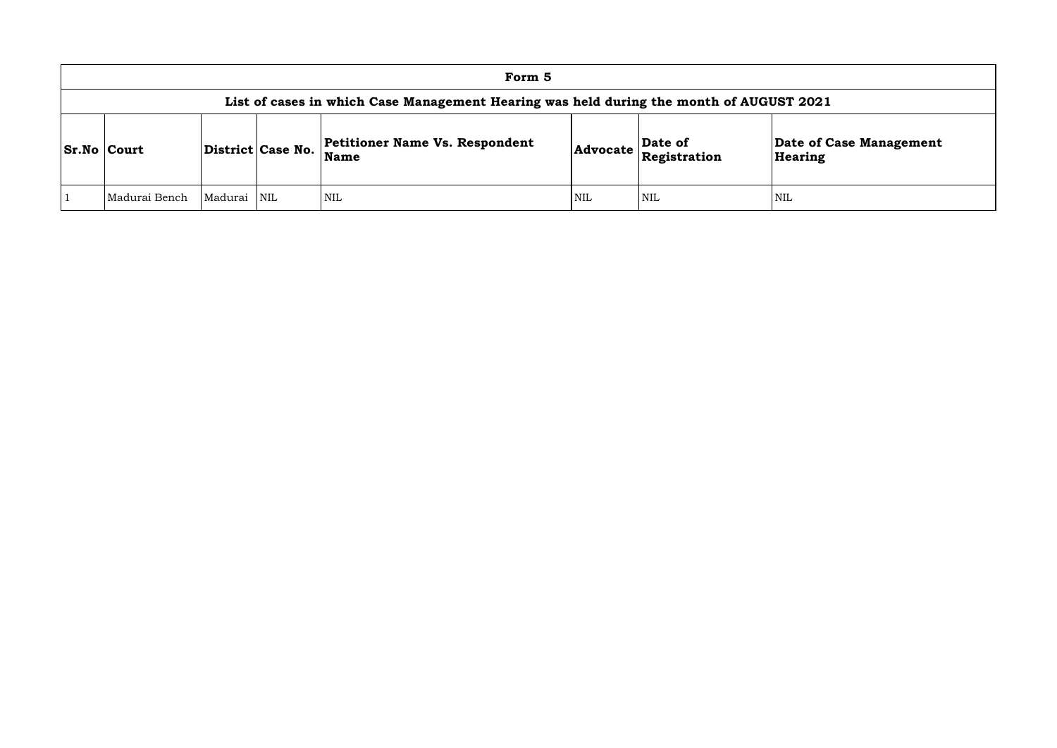| Form 5 | | | | | | | |
|---|---|---|---|---|---|---|---|
| **List of cases in which Case Management Hearing was held during the month of AUGUST 2021** | | | | | | | |
| **Sr.No** | **Court** | **District** | **Case No.** | **Petitioner Name Vs. Respondent Name** | **Advocate** | **Date of Registration** | **Date of Case Management Hearing** |
| 1 | Madurai Bench | Madurai | NIL | NIL | NIL | NIL | NIL |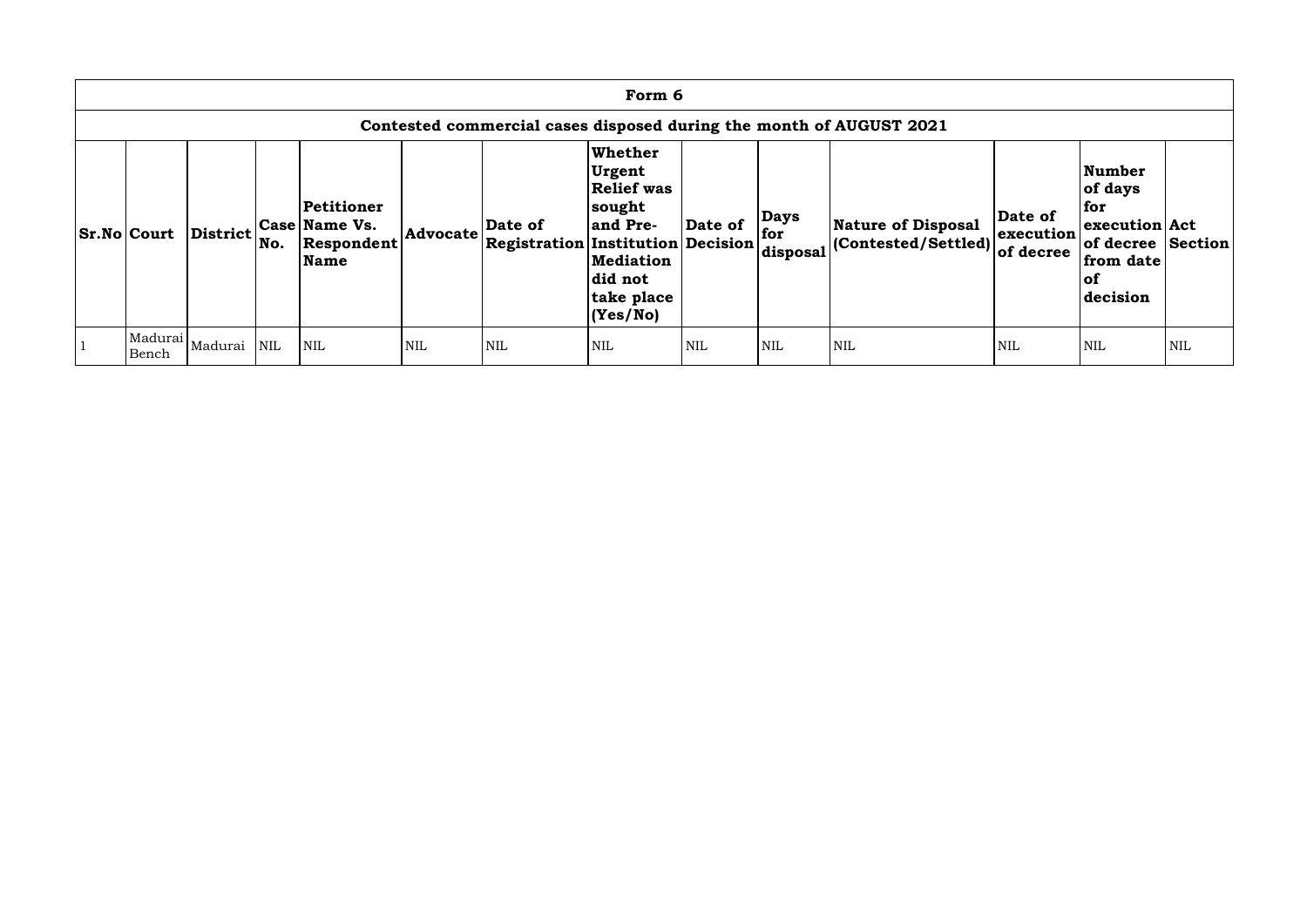| Form 6 | | | | | | | | | | | | | |
|---|---|---|---|---|---|---|---|---|---|---|---|---|---|
| Contested commercial cases disposed during the month of AUGUST 2021 | | | | | | | | | | | | | |
| **Sr.No** | **Court** | **District** | **Case No.** | **Petitioner Name Vs. Respondent Name** | **Advocate** | **Date of Registration** | **Whether Urgent Relief was sought and Pre-Institution Mediation did not take place (Yes/No)** | **Date of Decision** | **Days for disposal** | **Nature of Disposal (Contested/Settled)** | **Date of execution of decree** | **Number of days for execution of decree from date of decision** | **Act Section** |
| 1 | Madurai Bench | Madurai | NIL | NIL | NIL | NIL | NIL | NIL | NIL | NIL | NIL | NIL | NIL |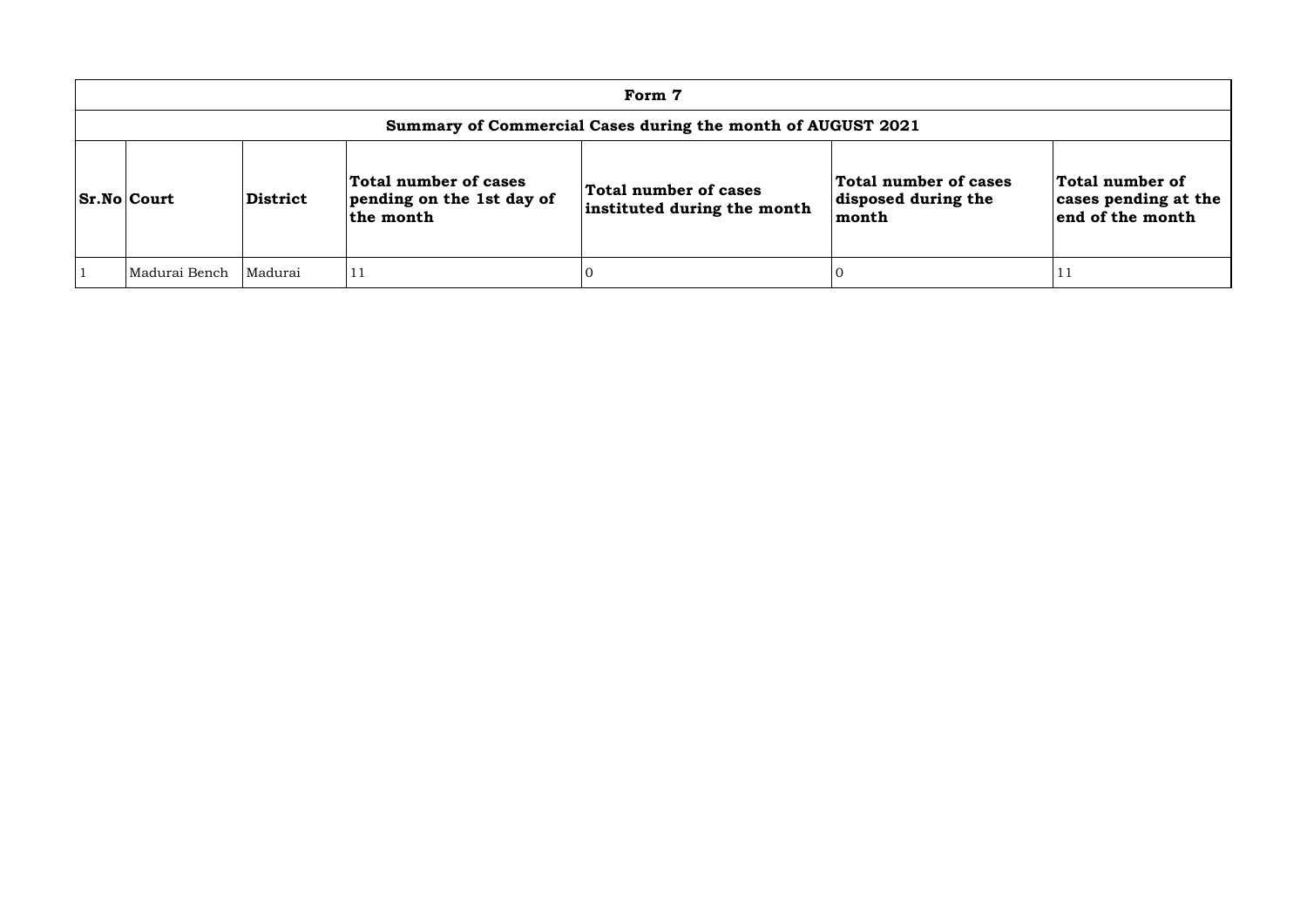# Form 7

## Summary of Commercial Cases during the month of AUGUST 2021

| Sr.No | Court | District | Total number of cases pending on the 1st day of the month | Total number of cases instituted during the month | Total number of cases disposed during the month | Total number of cases pending at the end of the month |
|---|---|---|---|---|---|---|
| 1 | Madurai Bench | Madurai | 11 | 0 | 0 | 11 |